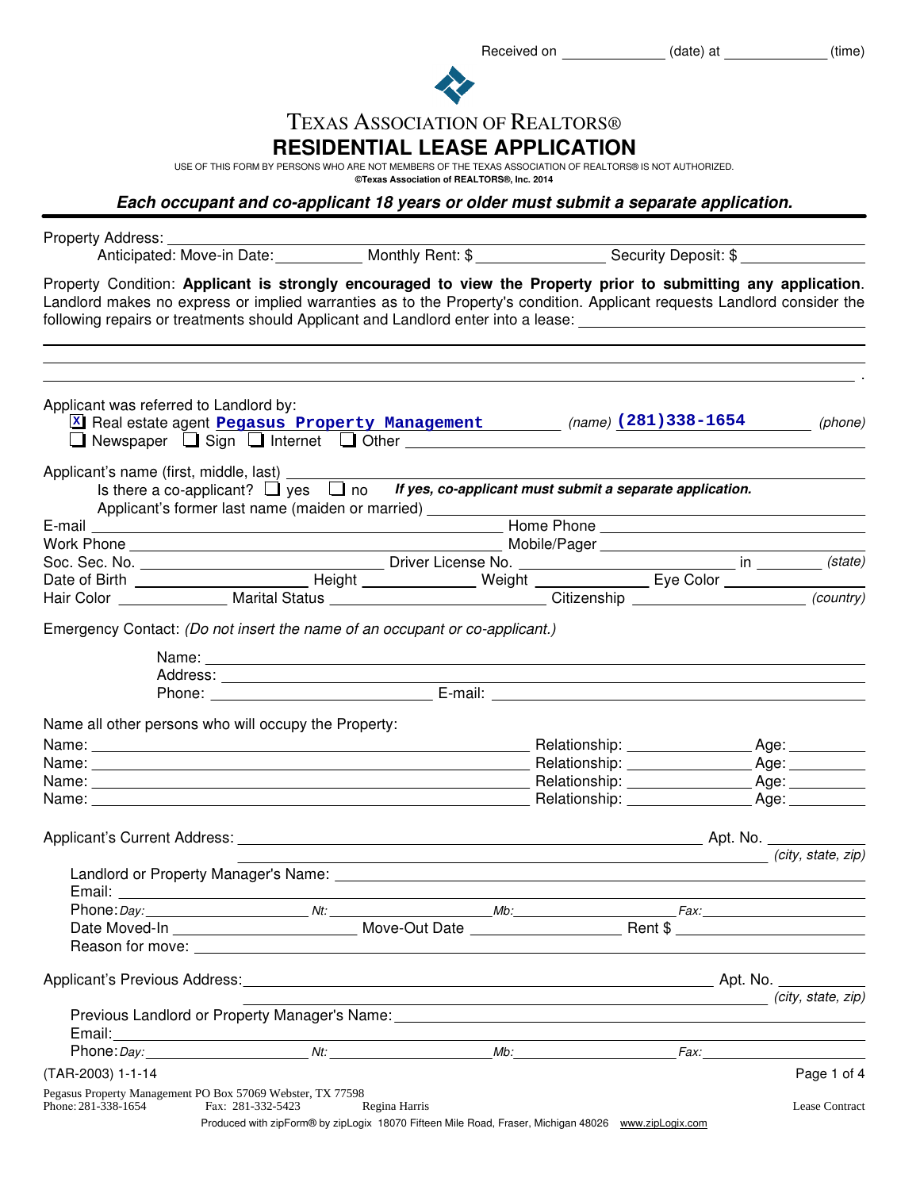Received on ______________ (date) at ______________ (time)

# TEXAS ASSOCIATION OF REALTORS®

## RESIDENTIAL LEASE APPLICATION

USE OF THIS FORM BY PERSONS WHO ARE NOT MEMBERS OF THE TEXAS ASSOCIATION OF REALTORS® IS NOT AUTHORIZED.
**©Texas Association of REALTORS®, Inc. 2014**

***Each occupant and co-applicant 18 years or older must submit a separate application.***

Property Address: ______________________________________________

Anticipated: Move-in Date: __________ Monthly Rent: $ ______________ Security Deposit: $ ______________

Property Condition: **Applicant is strongly encouraged to view the Property prior to submitting any application**. Landlord makes no express or implied warranties as to the Property's condition. Applicant requests Landlord consider the following repairs or treatments should Applicant and Landlord enter into a lease: ______________________________________________

______________________________________________

______________________________________________.

Applicant was referred to Landlord by:

☒ Real estate agent **Pegasus Property Management** *(name)* **(281)338-1654** *(phone)*

☐ Newspaper ☐ Sign ☐ Internet ☐ Other ______________________________

Applicant's name (first, middle, last) ______________________________________________

Is there a co-applicant? ☐ yes ☐ no ***If yes, co-applicant must submit a separate application.***

Applicant's former last name (maiden or married) ______________________________

E-mail ______________________________ Home Phone ______________________________

Work Phone ______________________________ Mobile/Pager ______________________________

Soc. Sec. No. ______________________ Driver License No. ______________________ in __________ *(state)*

Date of Birth ______________ Height ______________ Weight ______________ Eye Color ______________

Hair Color ______________ Marital Status ______________________ Citizenship ______________________ *(country)*

Emergency Contact: *(Do not insert the name of an occupant or co-applicant.)*

Name: ______________________________________________

Address: ______________________________________________

Phone: ______________________ E-mail: ______________________________

Name all other persons who will occupy the Property:

Name: ______________________________ Relationship: ______________ Age: ________

Name: ______________________________ Relationship: ______________ Age: ________

Name: ______________________________ Relationship: ______________ Age: ________

Name: ______________________________ Relationship: ______________ Age: ________

Applicant's Current Address: ______________________________________________ Apt. No. ________

______________________________________________ *(city, state, zip)*

Landlord or Property Manager's Name: ______________________________________________

Email: ______________________________________________

Phone: *Day:* ______________ *Nt:* ______________ *Mb:* ______________ *Fax:* ______________

Date Moved-In ______________________ Move-Out Date ______________ Rent $ ______________

Reason for move: ______________________________________________

Applicant's Previous Address: ______________________________________________ Apt. No. ________

______________________________________________ *(city, state, zip)*

Previous Landlord or Property Manager's Name: ______________________________________________

Email: ______________________________________________

Phone: *Day:* ______________ *Nt:* ______________ *Mb:* ______________ *Fax:* ______________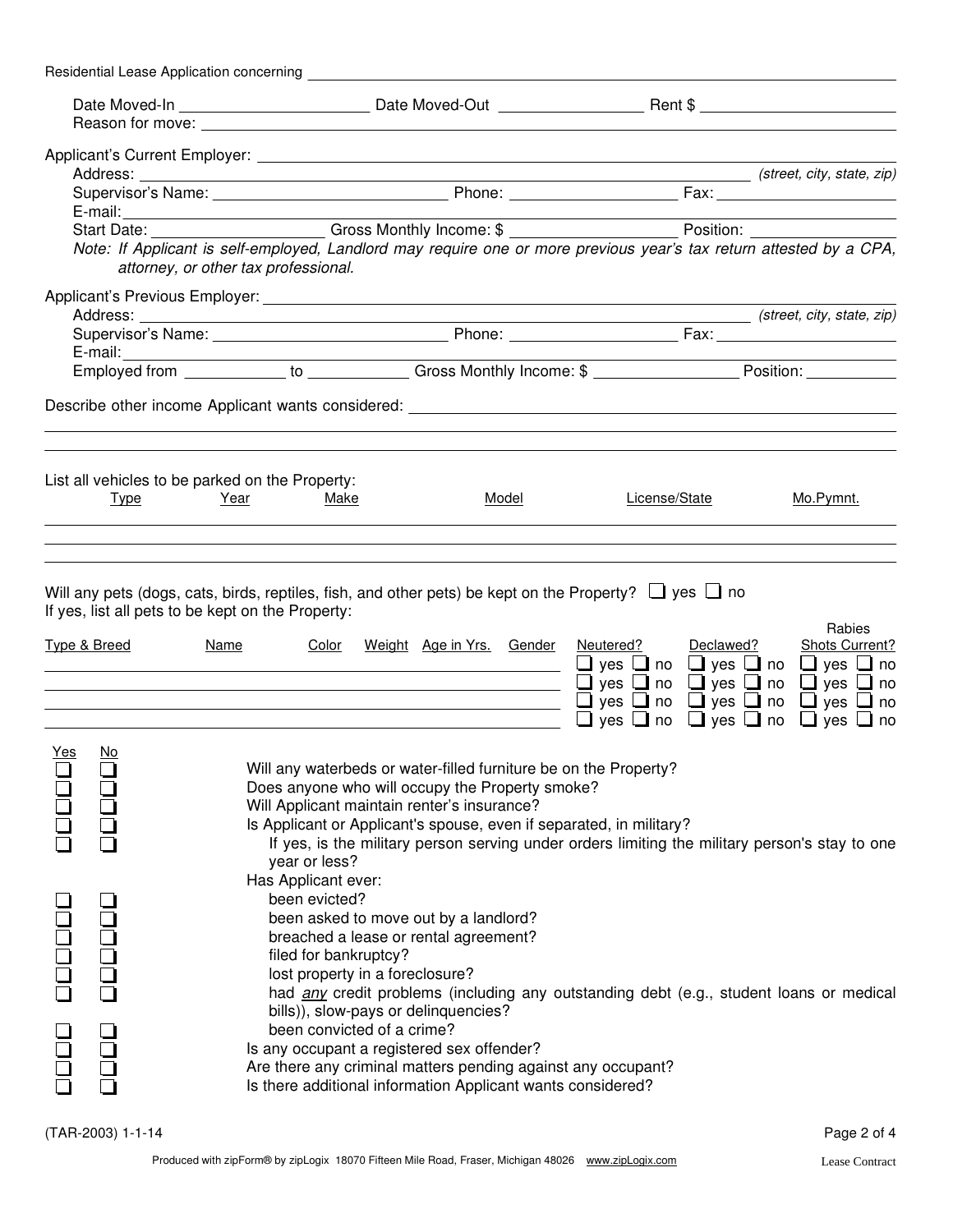Residential Lease Application concerning ______________________________

Date Moved-In ____________________ Date Moved-Out ________________ Rent $ ____________________
Reason for move: ______________________________

Applicant's Current Employer: ______________________________
Address: ______________________________ *(street, city, state, zip)*
Supervisor's Name: ____________________ Phone: ________________ Fax: ________________
E-mail: ______________________________
Start Date: ________________ Gross Monthly Income: $ ________________ Position: ________________

*Note: If Applicant is self-employed, Landlord may require one or more previous year's tax return attested by a CPA, attorney, or other tax professional.*

Applicant's Previous Employer: ______________________________
Address: ______________________________ *(street, city, state, zip)*
Supervisor's Name: ____________________ Phone: ________________ Fax: ________________
E-mail: ______________________________
Employed from __________ to __________ Gross Monthly Income: $ ________________ Position: __________

Describe other income Applicant wants considered: ______________________________

______________________________

______________________________

List all vehicles to be parked on the Property:

| Type | Year | Make | Model | License/State | Mo.Pymnt. |
|---|---|---|---|---|---|
| | | | | | |
| | | | | | |
| | | | | | |

Will any pets (dogs, cats, birds, reptiles, fish, and other pets) be kept on the Property? ☐ yes ☐ no
If yes, list all pets to be kept on the Property:

| Type & Breed | Name | Color | Weight | Age in Yrs. | Gender | Neutered? | Declawed? | Rabies Shots Current? |
|---|---|---|---|---|---|---|---|---|
| | | | | | | ☐ yes ☐ no | ☐ yes ☐ no | ☐ yes ☐ no |
| | | | | | | ☐ yes ☐ no | ☐ yes ☐ no | ☐ yes ☐ no |
| | | | | | | ☐ yes ☐ no | ☐ yes ☐ no | ☐ yes ☐ no |
| | | | | | | ☐ yes ☐ no | ☐ yes ☐ no | ☐ yes ☐ no |

| Yes | No | |
|---|---|---|
| ☐ | ☐ | Will any waterbeds or water-filled furniture be on the Property? |
| ☐ | ☐ | Does anyone who will occupy the Property smoke? |
| ☐ | ☐ | Will Applicant maintain renter's insurance? |
| ☐ | ☐ | Is Applicant or Applicant's spouse, even if separated, in military? |
| ☐ | ☐ | If yes, is the military person serving under orders limiting the military person's stay to one year or less? |
| | | Has Applicant ever: |
| ☐ | ☐ | been evicted? |
| ☐ | ☐ | been asked to move out by a landlord? |
| ☐ | ☐ | breached a lease or rental agreement? |
| ☐ | ☐ | filed for bankruptcy? |
| ☐ | ☐ | lost property in a foreclosure? |
| ☐ | ☐ | had *any* credit problems (including any outstanding debt (e.g., student loans or medical bills)), slow-pays or delinquencies? |
| ☐ | ☐ | been convicted of a crime? |
| ☐ | ☐ | Is any occupant a registered sex offender? |
| ☐ | ☐ | Are there any criminal matters pending against any occupant? |
| ☐ | ☐ | Is there additional information Applicant wants considered? |

(TAR-2003) 1-1-14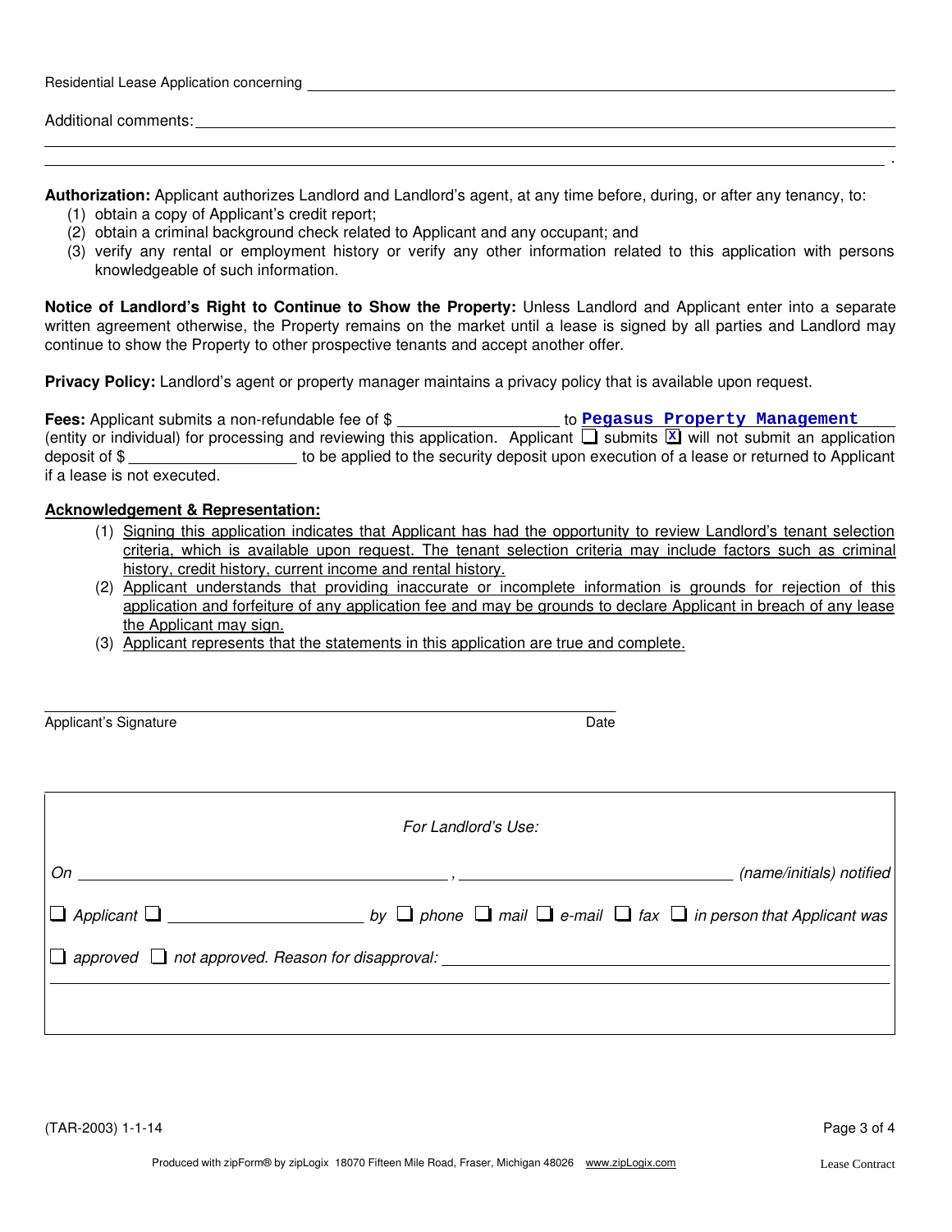Residential Lease Application concerning ______________________________________________

Additional comments: ______________________________________________

______________________________________________

______________________________________________ .

**Authorization:** Applicant authorizes Landlord and Landlord's agent, at any time before, during, or after any tenancy, to:

(1) obtain a copy of Applicant's credit report;
(2) obtain a criminal background check related to Applicant and any occupant; and
(3) verify any rental or employment history or verify any other information related to this application with persons knowledgeable of such information.

**Notice of Landlord's Right to Continue to Show the Property:** Unless Landlord and Applicant enter into a separate written agreement otherwise, the Property remains on the market until a lease is signed by all parties and Landlord may continue to show the Property to other prospective tenants and accept another offer.

**Privacy Policy:** Landlord's agent or property manager maintains a privacy policy that is available upon request.

**Fees:** Applicant submits a non-refundable fee of $ __________ to **Pegasus Property Management** (entity or individual) for processing and reviewing this application. Applicant ☐ submits ☒ will not submit an application deposit of $ __________ to be applied to the security deposit upon execution of a lease or returned to Applicant if a lease is not executed.

**Acknowledgement & Representation:**

(1) Signing this application indicates that Applicant has had the opportunity to review Landlord's tenant selection criteria, which is available upon request. The tenant selection criteria may include factors such as criminal history, credit history, current income and rental history.
(2) Applicant understands that providing inaccurate or incomplete information is grounds for rejection of this application and forfeiture of any application fee and may be grounds to declare Applicant in breach of any lease the Applicant may sign.
(3) Applicant represents that the statements in this application are true and complete.

______________________________________________

Applicant's Signature                                        Date

---

*For Landlord's Use:*

*On* __________________ , __________________ *(name/initials) notified*

☐ *Applicant* ☐ __________ *by* ☐ *phone* ☐ *mail* ☐ *e-mail* ☐ *fax* ☐ *in person that Applicant was*

☐ *approved* ☐ *not approved. Reason for disapproval:* __________________

---

(TAR-2003) 1-1-14

Produced with zipForm® by zipLogix 18070 Fifteen Mile Road, Fraser, Michigan 48026 www.zipLogix.com    Lease Contract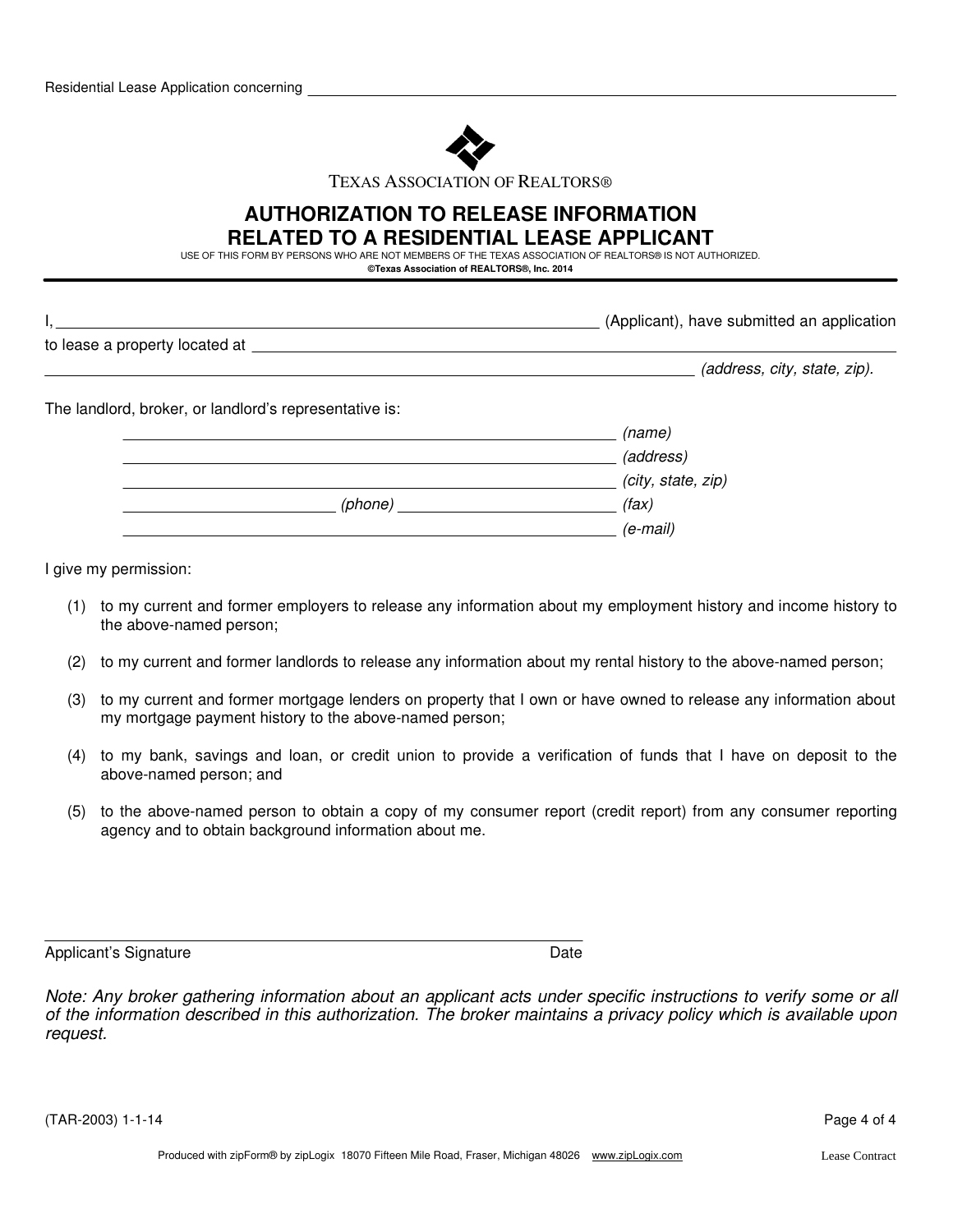Residential Lease Application concerning ______________________________________________

TEXAS ASSOCIATION OF REALTORS®

# AUTHORIZATION TO RELEASE INFORMATION RELATED TO A RESIDENTIAL LEASE APPLICANT

USE OF THIS FORM BY PERSONS WHO ARE NOT MEMBERS OF THE TEXAS ASSOCIATION OF REALTORS® IS NOT AUTHORIZED.

**©Texas Association of REALTORS®, Inc. 2014**

---

I, ______________________________________________ (Applicant), have submitted an application to lease a property located at ______________________________________________

______________________________________________ *(address, city, state, zip).*

The landlord, broker, or landlord's representative is:

______________________________________________ *(name)*

______________________________________________ *(address)*

______________________________________________ *(city, state, zip)*

______________________ *(phone)* ______________________ *(fax)*

______________________________________________ *(e-mail)*

I give my permission:

(1) to my current and former employers to release any information about my employment history and income history to the above-named person;

(2) to my current and former landlords to release any information about my rental history to the above-named person;

(3) to my current and former mortgage lenders on property that I own or have owned to release any information about my mortgage payment history to the above-named person;

(4) to my bank, savings and loan, or credit union to provide a verification of funds that I have on deposit to the above-named person; and

(5) to the above-named person to obtain a copy of my consumer report (credit report) from any consumer reporting agency and to obtain background information about me.

______________________________________________

Applicant's Signature Date

*Note: Any broker gathering information about an applicant acts under specific instructions to verify some or all of the information described in this authorization. The broker maintains a privacy policy which is available upon request.*

(TAR-2003) 1-1-14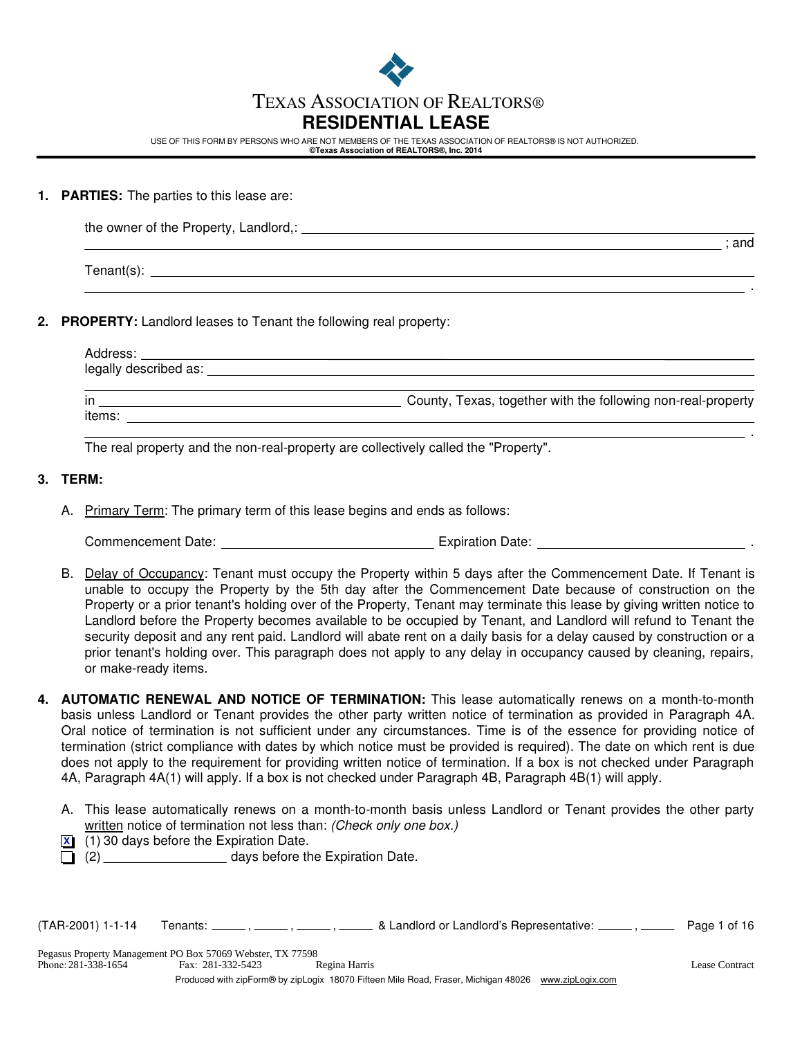# TEXAS ASSOCIATION OF REALTORS®

## RESIDENTIAL LEASE

USE OF THIS FORM BY PERSONS WHO ARE NOT MEMBERS OF THE TEXAS ASSOCIATION OF REALTORS® IS NOT AUTHORIZED.
**©Texas Association of REALTORS®, Inc. 2014**

1. **PARTIES:** The parties to this lease are:

   the owner of the Property, Landlord,: \_\_\_\_\_\_\_\_\_\_\_\_\_\_\_\_\_\_\_\_\_\_\_\_\_\_\_\_\_\_\_\_\_\_\_\_\_\_\_\_ ; and

   Tenant(s): \_\_\_\_\_\_\_\_\_\_\_\_\_\_\_\_\_\_\_\_\_\_\_\_\_\_\_\_\_\_\_\_\_\_\_\_\_\_\_\_ .

2. **PROPERTY:** Landlord leases to Tenant the following real property:

   Address: \_\_\_\_\_\_\_\_\_\_\_\_\_\_\_\_\_\_\_\_\_\_\_\_\_\_\_\_\_\_\_\_\_\_\_\_\_\_\_\_
   legally described as: \_\_\_\_\_\_\_\_\_\_\_\_\_\_\_\_\_\_\_\_\_\_\_\_\_\_\_\_\_\_\_\_\_\_\_\_\_\_\_\_
   in \_\_\_\_\_\_\_\_\_\_\_\_\_\_\_\_\_\_\_\_ County, Texas, together with the following non-real-property items: \_\_\_\_\_\_\_\_\_\_\_\_\_\_\_\_\_\_\_\_\_\_\_\_\_\_\_\_\_\_\_\_\_\_\_\_\_\_\_\_ .

   The real property and the non-real-property are collectively called the "Property".

3. **TERM:**

   A. Primary Term: The primary term of this lease begins and ends as follows:

      Commencement Date: \_\_\_\_\_\_\_\_\_\_\_\_\_\_\_\_\_\_\_\_ Expiration Date: \_\_\_\_\_\_\_\_\_\_\_\_\_\_\_\_\_\_\_\_ .

   B. Delay of Occupancy: Tenant must occupy the Property within 5 days after the Commencement Date. If Tenant is unable to occupy the Property by the 5th day after the Commencement Date because of construction on the Property or a prior tenant's holding over of the Property, Tenant may terminate this lease by giving written notice to Landlord before the Property becomes available to be occupied by Tenant, and Landlord will refund to Tenant the security deposit and any rent paid. Landlord will abate rent on a daily basis for a delay caused by construction or a prior tenant's holding over. This paragraph does not apply to any delay in occupancy caused by cleaning, repairs, or make-ready items.

4. **AUTOMATIC RENEWAL AND NOTICE OF TERMINATION:** This lease automatically renews on a month-to-month basis unless Landlord or Tenant provides the other party written notice of termination as provided in Paragraph 4A. Oral notice of termination is not sufficient under any circumstances. Time is of the essence for providing notice of termination (strict compliance with dates by which notice must be provided is required). The date on which rent is due does not apply to the requirement for providing written notice of termination. If a box is not checked under Paragraph 4A, Paragraph 4A(1) will apply. If a box is not checked under Paragraph 4B, Paragraph 4B(1) will apply.

   A. This lease automatically renews on a month-to-month basis unless Landlord or Tenant provides the other party written notice of termination not less than: *(Check only one box.)*

   - [x] (1) 30 days before the Expiration Date.
   - [ ] (2) \_\_\_\_\_\_\_\_\_\_ days before the Expiration Date.

(TAR-2001) 1-1-14 Tenants: \_\_\_\_, \_\_\_\_, \_\_\_\_, \_\_\_\_ & Landlord or Landlord's Representative: \_\_\_\_, \_\_\_\_

Pegasus Property Management PO Box 57069 Webster, TX 77598
Phone: 281-338-1654 Fax: 281-332-5423 Regina Harris Lease Contract
Produced with zipForm® by zipLogix 18070 Fifteen Mile Road, Fraser, Michigan 48026 www.zipLogix.com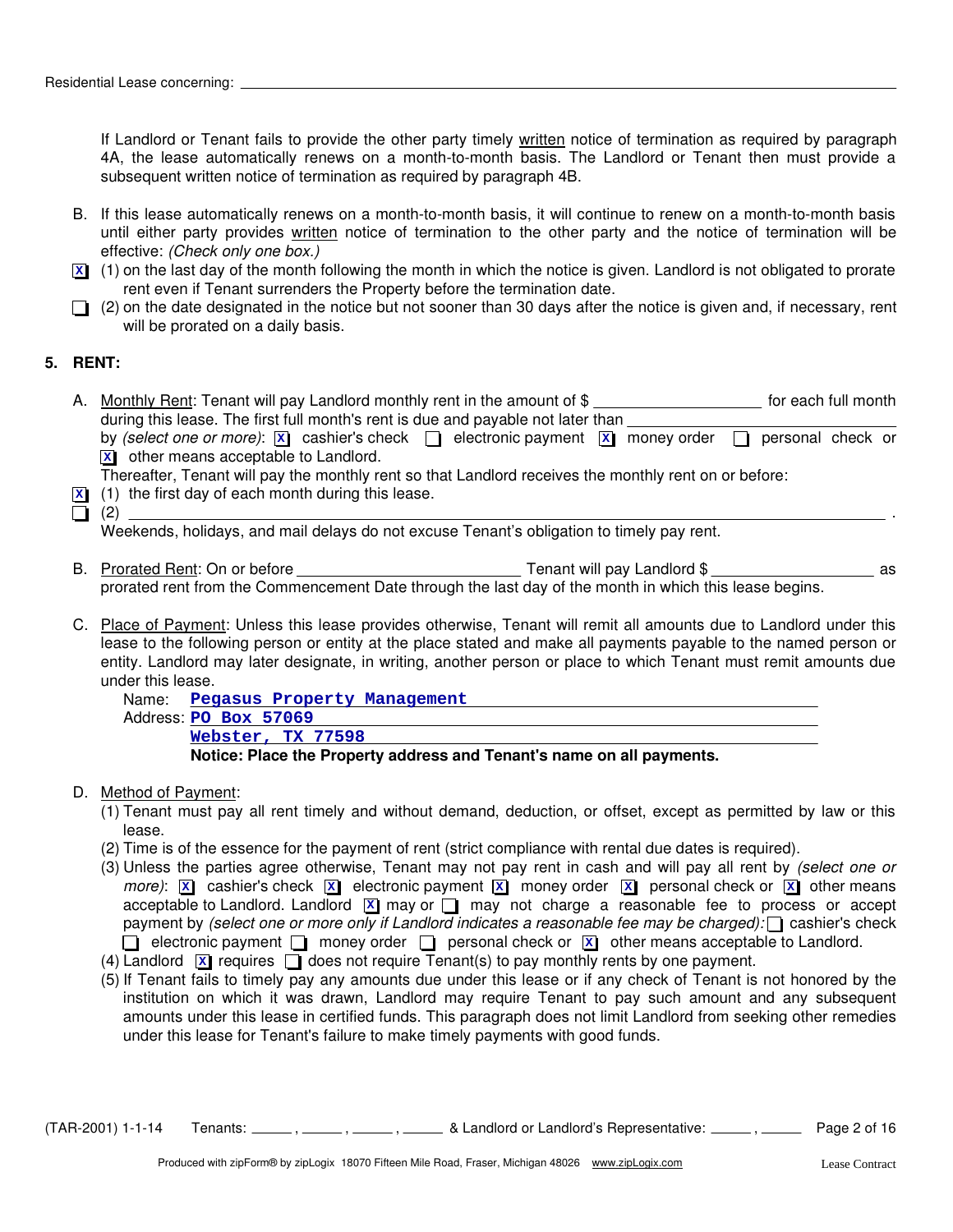Residential Lease concerning: \_\_\_\_\_\_\_\_\_\_\_\_\_\_\_\_\_\_\_\_\_\_\_\_\_\_\_\_\_\_

If Landlord or Tenant fails to provide the other party timely <u>written</u> notice of termination as required by paragraph 4A, the lease automatically renews on a month-to-month basis. The Landlord or Tenant then must provide a subsequent written notice of termination as required by paragraph 4B.

B. If this lease automatically renews on a month-to-month basis, it will continue to renew on a month-to-month basis until either party provides <u>written</u> notice of termination to the other party and the notice of termination will be effective: *(Check only one box.)*

[X] (1) on the last day of the month following the month in which the notice is given. Landlord is not obligated to prorate rent even if Tenant surrenders the Property before the termination date.

[ ] (2) on the date designated in the notice but not sooner than 30 days after the notice is given and, if necessary, rent will be prorated on a daily basis.

## 5. RENT:

A. <u>Monthly Rent</u>: Tenant will pay Landlord monthly rent in the amount of $ \_\_\_\_\_\_\_\_\_\_\_\_\_\_\_ for each full month during this lease. The first full month's rent is due and payable not later than \_\_\_\_\_\_\_\_\_\_\_\_\_\_\_ by *(select one or more)*: [X] cashier's check [ ] electronic payment [X] money order [ ] personal check or [X] other means acceptable to Landlord.

Thereafter, Tenant will pay the monthly rent so that Landlord receives the monthly rent on or before:

[X] (1) the first day of each month during this lease.

[ ] (2) \_\_\_\_\_\_\_\_\_\_\_\_\_\_\_\_\_\_\_\_\_\_\_\_\_\_\_\_\_\_.

Weekends, holidays, and mail delays do not excuse Tenant's obligation to timely pay rent.

B. <u>Prorated Rent</u>: On or before \_\_\_\_\_\_\_\_\_\_\_\_\_\_\_ Tenant will pay Landlord $ \_\_\_\_\_\_\_\_\_\_\_\_\_\_\_ as prorated rent from the Commencement Date through the last day of the month in which this lease begins.

C. <u>Place of Payment</u>: Unless this lease provides otherwise, Tenant will remit all amounts due to Landlord under this lease to the following person or entity at the place stated and make all payments payable to the named person or entity. Landlord may later designate, in writing, another person or place to which Tenant must remit amounts due under this lease.

Name: Pegasus Property Management
Address: PO Box 57069
Webster, TX 77598

**Notice: Place the Property address and Tenant's name on all payments.**

D. <u>Method of Payment</u>:

(1) Tenant must pay all rent timely and without demand, deduction, or offset, except as permitted by law or this lease.

(2) Time is of the essence for the payment of rent (strict compliance with rental due dates is required).

(3) Unless the parties agree otherwise, Tenant may not pay rent in cash and will pay all rent by *(select one or more)*: [X] cashier's check [X] electronic payment [X] money order [X] personal check or [X] other means acceptable to Landlord. Landlord [X] may or [ ] may not charge a reasonable fee to process or accept payment by *(select one or more only if Landlord indicates a reasonable fee may be charged)*: [ ] cashier's check [ ] electronic payment [ ] money order [ ] personal check or [X] other means acceptable to Landlord.

(4) Landlord [X] requires [ ] does not require Tenant(s) to pay monthly rents by one payment.

(5) If Tenant fails to timely pay any amounts due under this lease or if any check of Tenant is not honored by the institution on which it was drawn, Landlord may require Tenant to pay such amount and any subsequent amounts under this lease in certified funds. This paragraph does not limit Landlord from seeking other remedies under this lease for Tenant's failure to make timely payments with good funds.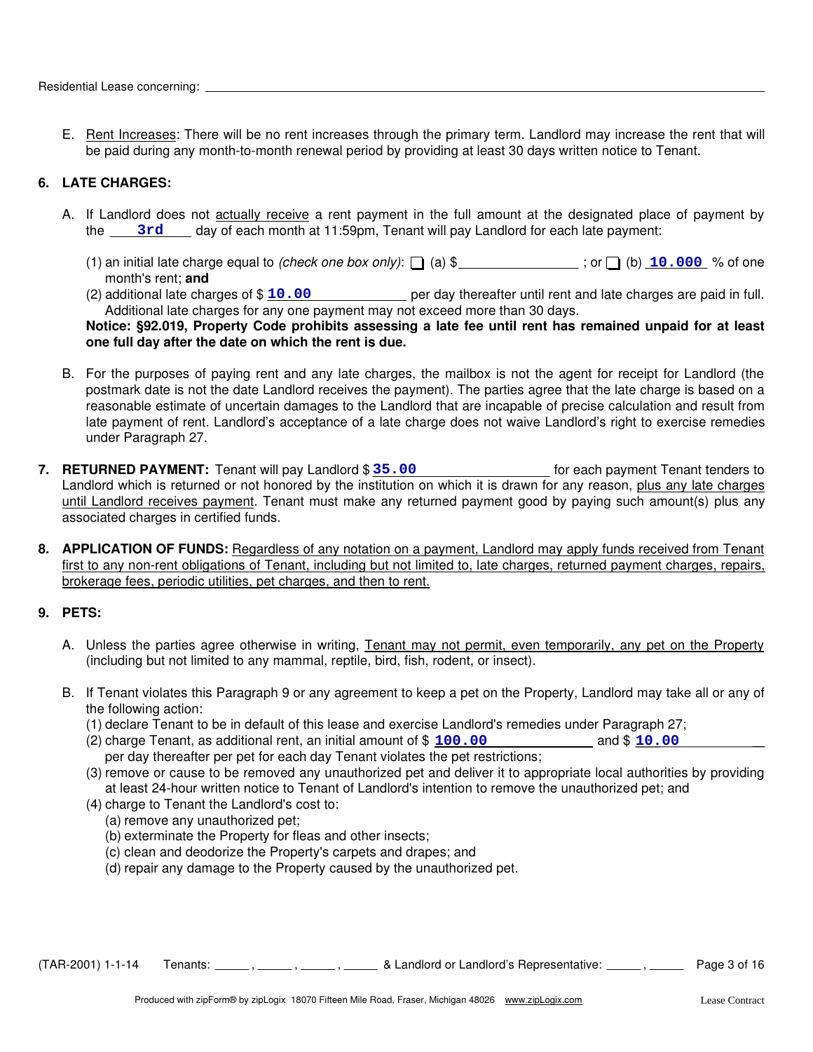Residential Lease concerning: ______________________________________________

E. Rent Increases: There will be no rent increases through the primary term. Landlord may increase the rent that will be paid during any month-to-month renewal period by providing at least 30 days written notice to Tenant.

## 6. LATE CHARGES:

A. If Landlord does not actually receive a rent payment in the full amount at the designated place of payment by the **3rd** day of each month at 11:59pm, Tenant will pay Landlord for each late payment:

(1) an initial late charge equal to *(check one box only)*: ☐ (a) $__________ ; or ☐ (b) **10.000** % of one month's rent; **and**

(2) additional late charges of $ **10.00** per day thereafter until rent and late charges are paid in full. Additional late charges for any one payment may not exceed more than 30 days.

**Notice: §92.019, Property Code prohibits assessing a late fee until rent has remained unpaid for at least one full day after the date on which the rent is due.**

B. For the purposes of paying rent and any late charges, the mailbox is not the agent for receipt for Landlord (the postmark date is not the date Landlord receives the payment). The parties agree that the late charge is based on a reasonable estimate of uncertain damages to the Landlord that are incapable of precise calculation and result from late payment of rent. Landlord's acceptance of a late charge does not waive Landlord's right to exercise remedies under Paragraph 27.

## 7. RETURNED PAYMENT:

Tenant will pay Landlord $ **35.00** for each payment Tenant tenders to Landlord which is returned or not honored by the institution on which it is drawn for any reason, plus any late charges until Landlord receives payment. Tenant must make any returned payment good by paying such amount(s) plus any associated charges in certified funds.

## 8. APPLICATION OF FUNDS:

Regardless of any notation on a payment, Landlord may apply funds received from Tenant first to any non-rent obligations of Tenant, including but not limited to, late charges, returned payment charges, repairs, brokerage fees, periodic utilities, pet charges, and then to rent.

## 9. PETS:

A. Unless the parties agree otherwise in writing, Tenant may not permit, even temporarily, any pet on the Property (including but not limited to any mammal, reptile, bird, fish, rodent, or insect).

B. If Tenant violates this Paragraph 9 or any agreement to keep a pet on the Property, Landlord may take all or any of the following action:

(1) declare Tenant to be in default of this lease and exercise Landlord's remedies under Paragraph 27;

(2) charge Tenant, as additional rent, an initial amount of $ **100.00** and $ **10.00** per day thereafter per pet for each day Tenant violates the pet restrictions;

(3) remove or cause to be removed any unauthorized pet and deliver it to appropriate local authorities by providing at least 24-hour written notice to Tenant of Landlord's intention to remove the unauthorized pet; and

(4) charge to Tenant the Landlord's cost to:

(a) remove any unauthorized pet;

(b) exterminate the Property for fleas and other insects;

(c) clean and deodorize the Property's carpets and drapes; and

(d) repair any damage to the Property caused by the unauthorized pet.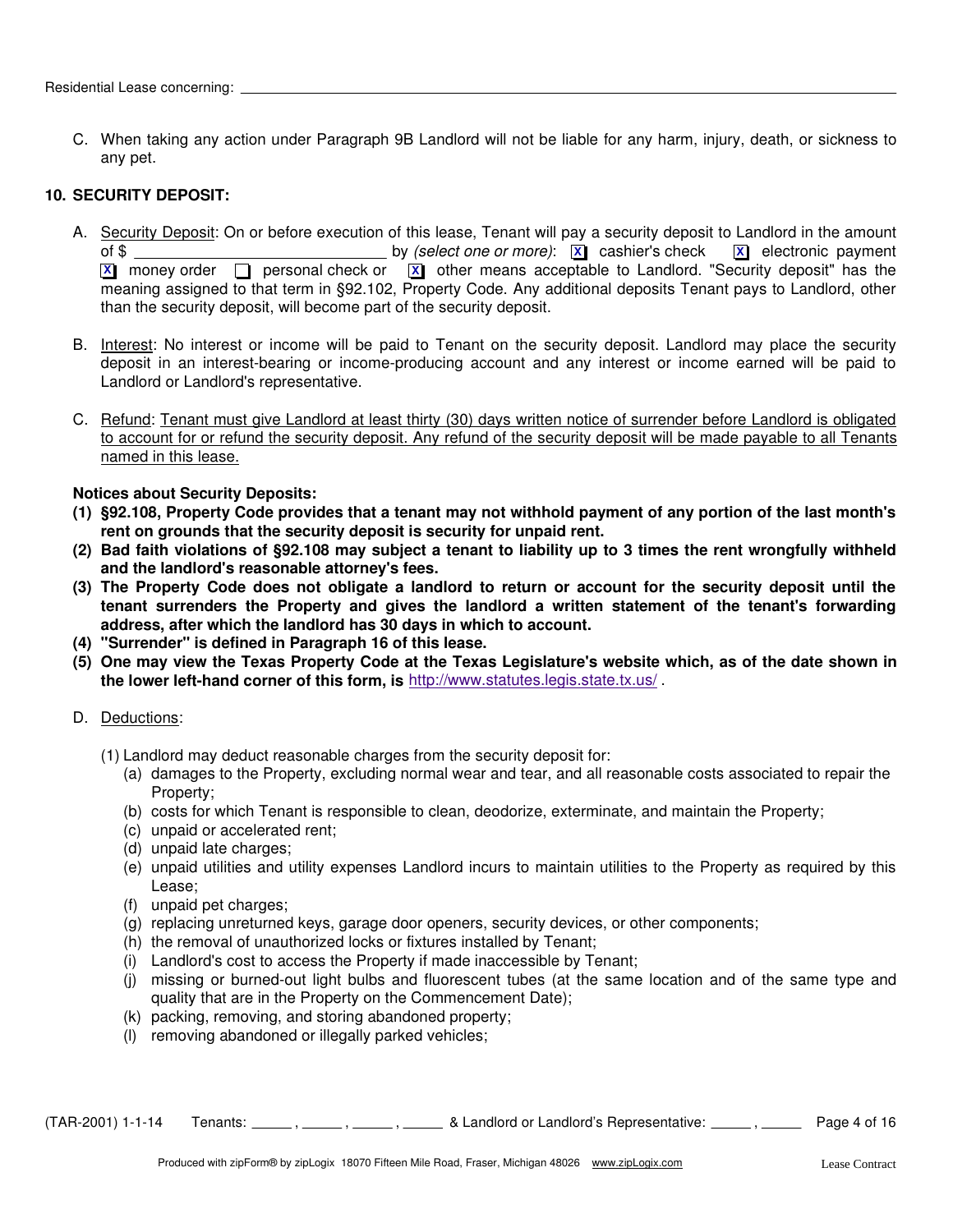Residential Lease concerning: ______________________________

C. When taking any action under Paragraph 9B Landlord will not be liable for any harm, injury, death, or sickness to any pet.

**10. SECURITY DEPOSIT:**

A. Security Deposit: On or before execution of this lease, Tenant will pay a security deposit to Landlord in the amount of $ ______________________________ by *(select one or more)*: [X] cashier's check [X] electronic payment [X] money order [ ] personal check or [X] other means acceptable to Landlord. "Security deposit" has the meaning assigned to that term in §92.102, Property Code. Any additional deposits Tenant pays to Landlord, other than the security deposit, will become part of the security deposit.

B. Interest: No interest or income will be paid to Tenant on the security deposit. Landlord may place the security deposit in an interest-bearing or income-producing account and any interest or income earned will be paid to Landlord or Landlord's representative.

C. Refund: Tenant must give Landlord at least thirty (30) days written notice of surrender before Landlord is obligated to account for or refund the security deposit. Any refund of the security deposit will be made payable to all Tenants named in this lease.

**Notices about Security Deposits:**

**(1) §92.108, Property Code provides that a tenant may not withhold payment of any portion of the last month's rent on grounds that the security deposit is security for unpaid rent.**

**(2) Bad faith violations of §92.108 may subject a tenant to liability up to 3 times the rent wrongfully withheld and the landlord's reasonable attorney's fees.**

**(3) The Property Code does not obligate a landlord to return or account for the security deposit until the tenant surrenders the Property and gives the landlord a written statement of the tenant's forwarding address, after which the landlord has 30 days in which to account.**

**(4) "Surrender" is defined in Paragraph 16 of this lease.**

**(5) One may view the Texas Property Code at the Texas Legislature's website which, as of the date shown in the lower left-hand corner of this form, is** http://www.statutes.legis.state.tx.us/ .

D. Deductions:

(1) Landlord may deduct reasonable charges from the security deposit for:

- (a) damages to the Property, excluding normal wear and tear, and all reasonable costs associated to repair the Property;
- (b) costs for which Tenant is responsible to clean, deodorize, exterminate, and maintain the Property;
- (c) unpaid or accelerated rent;
- (d) unpaid late charges;
- (e) unpaid utilities and utility expenses Landlord incurs to maintain utilities to the Property as required by this Lease;
- (f) unpaid pet charges;
- (g) replacing unreturned keys, garage door openers, security devices, or other components;
- (h) the removal of unauthorized locks or fixtures installed by Tenant;
- (i) Landlord's cost to access the Property if made inaccessible by Tenant;
- (j) missing or burned-out light bulbs and fluorescent tubes (at the same location and of the same type and quality that are in the Property on the Commencement Date);
- (k) packing, removing, and storing abandoned property;
- (l) removing abandoned or illegally parked vehicles;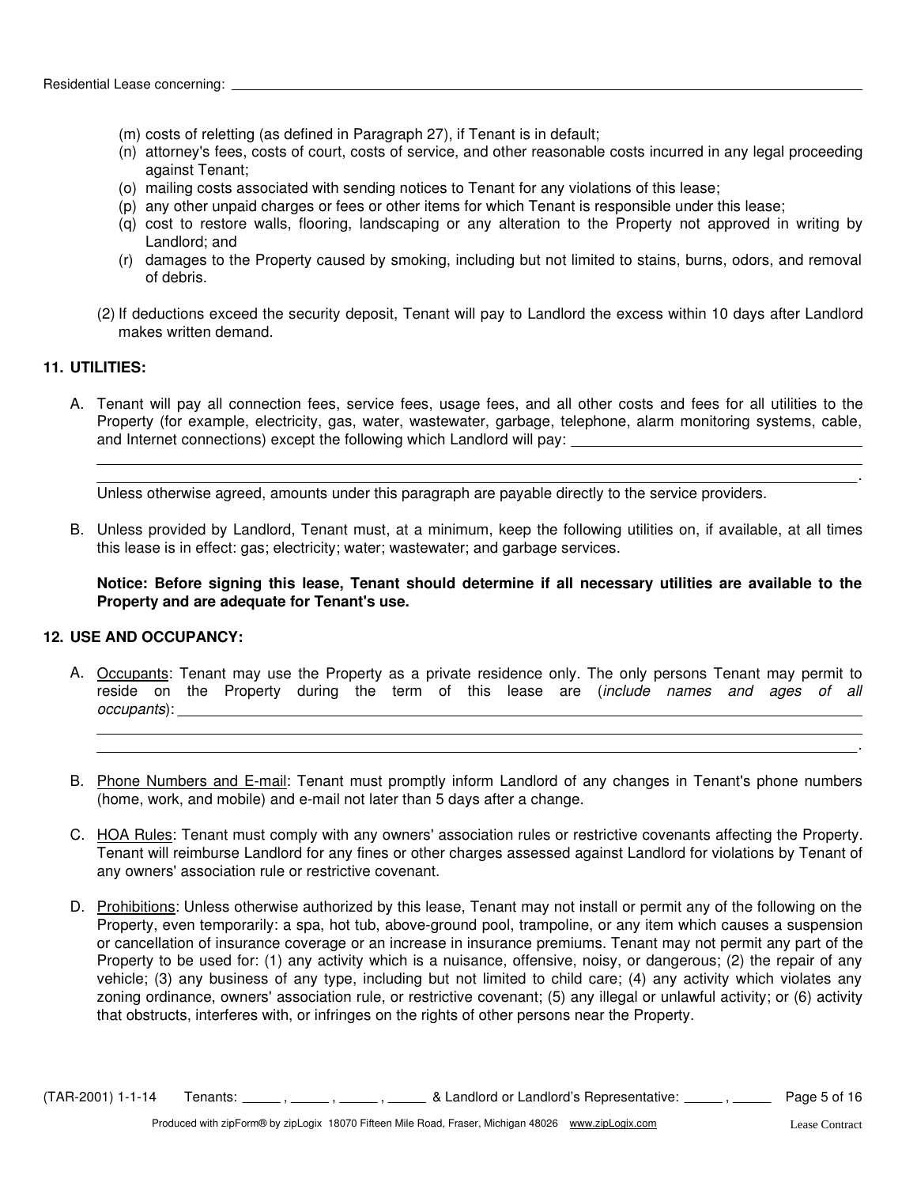(m) costs of reletting (as defined in Paragraph 27), if Tenant is in default;
(n) attorney's fees, costs of court, costs of service, and other reasonable costs incurred in any legal proceeding against Tenant;
(o) mailing costs associated with sending notices to Tenant for any violations of this lease;
(p) any other unpaid charges or fees or other items for which Tenant is responsible under this lease;
(q) cost to restore walls, flooring, landscaping or any alteration to the Property not approved in writing by Landlord; and
(r) damages to the Property caused by smoking, including but not limited to stains, burns, odors, and removal of debris.

(2) If deductions exceed the security deposit, Tenant will pay to Landlord the excess within 10 days after Landlord makes written demand.

**11. UTILITIES:**

A. Tenant will pay all connection fees, service fees, usage fees, and all other costs and fees for all utilities to the Property (for example, electricity, gas, water, wastewater, garbage, telephone, alarm monitoring systems, cable, and Internet connections) except the following which Landlord will pay: ______________________________________________
______________________________________________________________________________.
Unless otherwise agreed, amounts under this paragraph are payable directly to the service providers.

B. Unless provided by Landlord, Tenant must, at a minimum, keep the following utilities on, if available, at all times this lease is in effect: gas; electricity; water; wastewater; and garbage services.

**Notice: Before signing this lease, Tenant should determine if all necessary utilities are available to the Property and are adequate for Tenant's use.**

**12. USE AND OCCUPANCY:**

A. Occupants: Tenant may use the Property as a private residence only. The only persons Tenant may permit to reside on the Property during the term of this lease are (*include names and ages of all occupants*): ______________________________________________
______________________________________________________________________________.

B. Phone Numbers and E-mail: Tenant must promptly inform Landlord of any changes in Tenant's phone numbers (home, work, and mobile) and e-mail not later than 5 days after a change.

C. HOA Rules: Tenant must comply with any owners' association rules or restrictive covenants affecting the Property. Tenant will reimburse Landlord for any fines or other charges assessed against Landlord for violations by Tenant of any owners' association rule or restrictive covenant.

D. Prohibitions: Unless otherwise authorized by this lease, Tenant may not install or permit any of the following on the Property, even temporarily: a spa, hot tub, above-ground pool, trampoline, or any item which causes a suspension or cancellation of insurance coverage or an increase in insurance premiums. Tenant may not permit any part of the Property to be used for: (1) any activity which is a nuisance, offensive, noisy, or dangerous; (2) the repair of any vehicle; (3) any business of any type, including but not limited to child care; (4) any activity which violates any zoning ordinance, owners' association rule, or restrictive covenant; (5) any illegal or unlawful activity; or (6) activity that obstructs, interferes with, or infringes on the rights of other persons near the Property.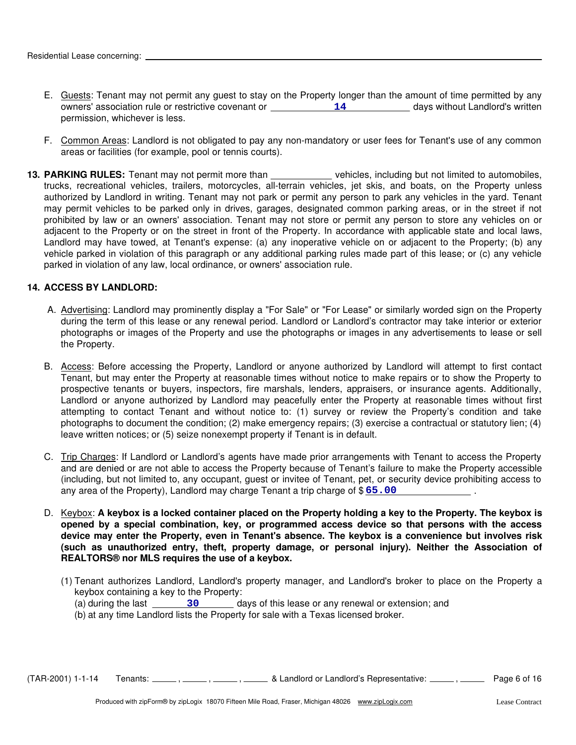Residential Lease concerning: ____________________

E. Guests: Tenant may not permit any guest to stay on the Property longer than the amount of time permitted by any owners' association rule or restrictive covenant or **14** days without Landlord's written permission, whichever is less.

F. Common Areas: Landlord is not obligated to pay any non-mandatory or user fees for Tenant's use of any common areas or facilities (for example, pool or tennis courts).

**13. PARKING RULES:** Tenant may not permit more than ____________ vehicles, including but not limited to automobiles, trucks, recreational vehicles, trailers, motorcycles, all-terrain vehicles, jet skis, and boats, on the Property unless authorized by Landlord in writing. Tenant may not park or permit any person to park any vehicles in the yard. Tenant may permit vehicles to be parked only in drives, garages, designated common parking areas, or in the street if not prohibited by law or an owners' association. Tenant may not store or permit any person to store any vehicles on or adjacent to the Property or on the street in front of the Property. In accordance with applicable state and local laws, Landlord may have towed, at Tenant's expense: (a) any inoperative vehicle on or adjacent to the Property; (b) any vehicle parked in violation of this paragraph or any additional parking rules made part of this lease; or (c) any vehicle parked in violation of any law, local ordinance, or owners' association rule.

**14. ACCESS BY LANDLORD:**

A. Advertising: Landlord may prominently display a "For Sale" or "For Lease" or similarly worded sign on the Property during the term of this lease or any renewal period. Landlord or Landlord's contractor may take interior or exterior photographs or images of the Property and use the photographs or images in any advertisements to lease or sell the Property.

B. Access: Before accessing the Property, Landlord or anyone authorized by Landlord will attempt to first contact Tenant, but may enter the Property at reasonable times without notice to make repairs or to show the Property to prospective tenants or buyers, inspectors, fire marshals, lenders, appraisers, or insurance agents. Additionally, Landlord or anyone authorized by Landlord may peacefully enter the Property at reasonable times without first attempting to contact Tenant and without notice to: (1) survey or review the Property's condition and take photographs to document the condition; (2) make emergency repairs; (3) exercise a contractual or statutory lien; (4) leave written notices; or (5) seize nonexempt property if Tenant is in default.

C. Trip Charges: If Landlord or Landlord's agents have made prior arrangements with Tenant to access the Property and are denied or are not able to access the Property because of Tenant's failure to make the Property accessible (including, but not limited to, any occupant, guest or invitee of Tenant, pet, or security device prohibiting access to any area of the Property), Landlord may charge Tenant a trip charge of $ **65.00** .

D. Keybox: **A keybox is a locked container placed on the Property holding a key to the Property. The keybox is opened by a special combination, key, or programmed access device so that persons with the access device may enter the Property, even in Tenant's absence. The keybox is a convenience but involves risk (such as unauthorized entry, theft, property damage, or personal injury). Neither the Association of REALTORS® nor MLS requires the use of a keybox.**

(1) Tenant authorizes Landlord, Landlord's property manager, and Landlord's broker to place on the Property a keybox containing a key to the Property:
   (a) during the last **30** days of this lease or any renewal or extension; and
   (b) at any time Landlord lists the Property for sale with a Texas licensed broker.

(TAR-2001) 1-1-14 Tenants: _____ , _____ , _____ , _____ & Landlord or Landlord's Representative: _____ , _____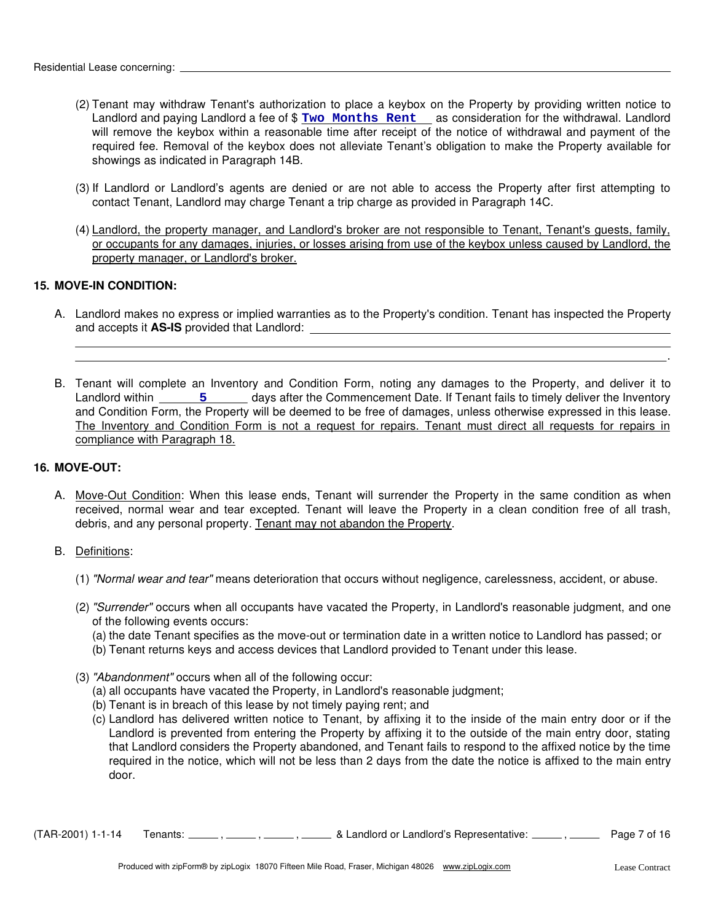Residential Lease concerning: ______________________________

(2) Tenant may withdraw Tenant's authorization to place a keybox on the Property by providing written notice to Landlord and paying Landlord a fee of $ **Two Months Rent** as consideration for the withdrawal. Landlord will remove the keybox within a reasonable time after receipt of the notice of withdrawal and payment of the required fee. Removal of the keybox does not alleviate Tenant's obligation to make the Property available for showings as indicated in Paragraph 14B.

(3) If Landlord or Landlord's agents are denied or are not able to access the Property after first attempting to contact Tenant, Landlord may charge Tenant a trip charge as provided in Paragraph 14C.

(4) <u>Landlord, the property manager, and Landlord's broker are not responsible to Tenant, Tenant's guests, family, or occupants for any damages, injuries, or losses arising from use of the keybox unless caused by Landlord, the property manager, or Landlord's broker.</u>

**15. MOVE-IN CONDITION:**

A. Landlord makes no express or implied warranties as to the Property's condition. Tenant has inspected the Property and accepts it **AS-IS** provided that Landlord: ______________________________
______________________________
______________________________.

B. Tenant will complete an Inventory and Condition Form, noting any damages to the Property, and deliver it to Landlord within **5** days after the Commencement Date. If Tenant fails to timely deliver the Inventory and Condition Form, the Property will be deemed to be free of damages, unless otherwise expressed in this lease. <u>The Inventory and Condition Form is not a request for repairs. Tenant must direct all requests for repairs in compliance with Paragraph 18.</u>

**16. MOVE-OUT:**

A. <u>Move-Out Condition</u>: When this lease ends, Tenant will surrender the Property in the same condition as when received, normal wear and tear excepted. Tenant will leave the Property in a clean condition free of all trash, debris, and any personal property. <u>Tenant may not abandon the Property</u>.

B. <u>Definitions</u>:

(1) *"Normal wear and tear"* means deterioration that occurs without negligence, carelessness, accident, or abuse.

(2) *"Surrender"* occurs when all occupants have vacated the Property, in Landlord's reasonable judgment, and one of the following events occurs:
(a) the date Tenant specifies as the move-out or termination date in a written notice to Landlord has passed; or
(b) Tenant returns keys and access devices that Landlord provided to Tenant under this lease.

(3) *"Abandonment"* occurs when all of the following occur:
(a) all occupants have vacated the Property, in Landlord's reasonable judgment;
(b) Tenant is in breach of this lease by not timely paying rent; and
(c) Landlord has delivered written notice to Tenant, by affixing it to the inside of the main entry door or if the Landlord is prevented from entering the Property by affixing it to the outside of the main entry door, stating that Landlord considers the Property abandoned, and Tenant fails to respond to the affixed notice by the time required in the notice, which will not be less than 2 days from the date the notice is affixed to the main entry door.

(TAR-2001) 1-1-14 Tenants: _____ , _____ , _____ , _____ & Landlord or Landlord's Representative: _____ , _____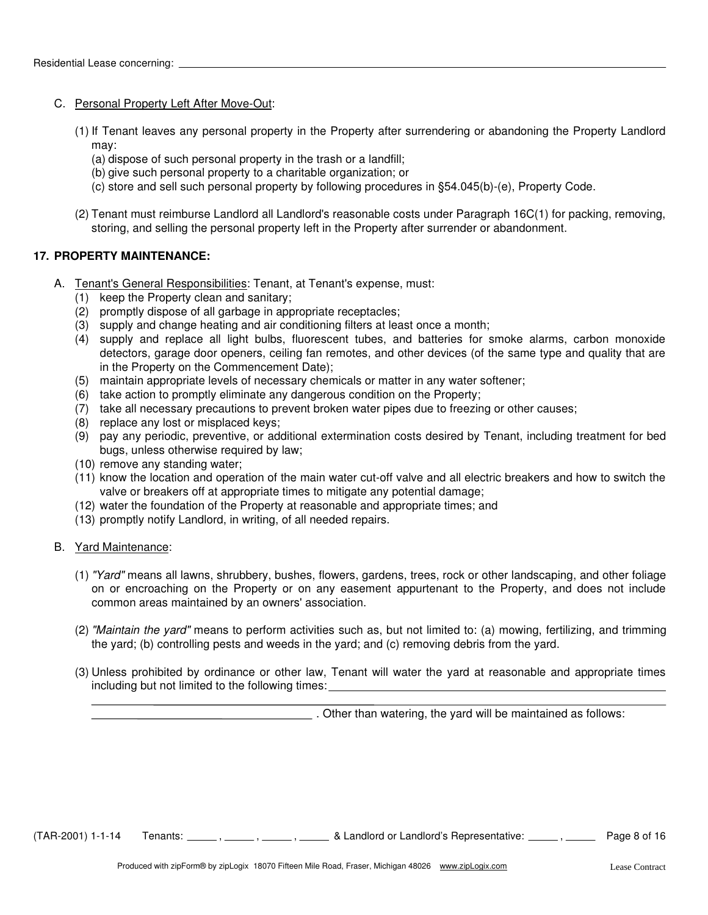C. Personal Property Left After Move-Out:

(1) If Tenant leaves any personal property in the Property after surrendering or abandoning the Property Landlord may:

(a) dispose of such personal property in the trash or a landfill;
(b) give such personal property to a charitable organization; or
(c) store and sell such personal property by following procedures in §54.045(b)-(e), Property Code.

(2) Tenant must reimburse Landlord all Landlord's reasonable costs under Paragraph 16C(1) for packing, removing, storing, and selling the personal property left in the Property after surrender or abandonment.

**17. PROPERTY MAINTENANCE:**

A. Tenant's General Responsibilities: Tenant, at Tenant's expense, must:

(1) keep the Property clean and sanitary;
(2) promptly dispose of all garbage in appropriate receptacles;
(3) supply and change heating and air conditioning filters at least once a month;
(4) supply and replace all light bulbs, fluorescent tubes, and batteries for smoke alarms, carbon monoxide detectors, garage door openers, ceiling fan remotes, and other devices (of the same type and quality that are in the Property on the Commencement Date);
(5) maintain appropriate levels of necessary chemicals or matter in any water softener;
(6) take action to promptly eliminate any dangerous condition on the Property;
(7) take all necessary precautions to prevent broken water pipes due to freezing or other causes;
(8) replace any lost or misplaced keys;
(9) pay any periodic, preventive, or additional extermination costs desired by Tenant, including treatment for bed bugs, unless otherwise required by law;
(10) remove any standing water;
(11) know the location and operation of the main water cut-off valve and all electric breakers and how to switch the valve or breakers off at appropriate times to mitigate any potential damage;
(12) water the foundation of the Property at reasonable and appropriate times; and
(13) promptly notify Landlord, in writing, of all needed repairs.

B. Yard Maintenance:

(1) *"Yard"* means all lawns, shrubbery, bushes, flowers, gardens, trees, rock or other landscaping, and other foliage on or encroaching on the Property or on any easement appurtenant to the Property, and does not include common areas maintained by an owners' association.

(2) *"Maintain the yard"* means to perform activities such as, but not limited to: (a) mowing, fertilizing, and trimming the yard; (b) controlling pests and weeds in the yard; and (c) removing debris from the yard.

(3) Unless prohibited by ordinance or other law, Tenant will water the yard at reasonable and appropriate times including but not limited to the following times: ______________________________________________

______________________________________________ . Other than watering, the yard will be maintained as follows: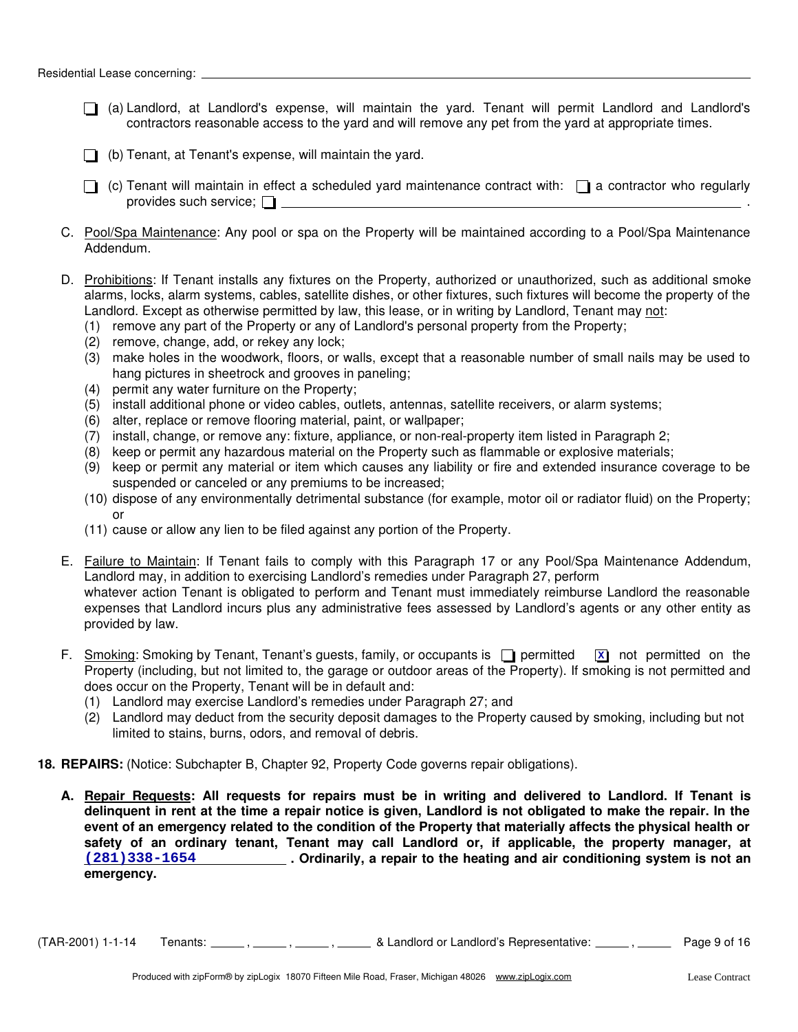- ☐ (a) Landlord, at Landlord's expense, will maintain the yard. Tenant will permit Landlord and Landlord's contractors reasonable access to the yard and will remove any pet from the yard at appropriate times.
- ☐ (b) Tenant, at Tenant's expense, will maintain the yard.
- ☐ (c) Tenant will maintain in effect a scheduled yard maintenance contract with: ☐ a contractor who regularly provides such service; ☐ ______________________________ .

C. Pool/Spa Maintenance: Any pool or spa on the Property will be maintained according to a Pool/Spa Maintenance Addendum.

D. Prohibitions: If Tenant installs any fixtures on the Property, authorized or unauthorized, such as additional smoke alarms, locks, alarm systems, cables, satellite dishes, or other fixtures, such fixtures will become the property of the Landlord. Except as otherwise permitted by law, this lease, or in writing by Landlord, Tenant may not:

(1) remove any part of the Property or any of Landlord's personal property from the Property;
(2) remove, change, add, or rekey any lock;
(3) make holes in the woodwork, floors, or walls, except that a reasonable number of small nails may be used to hang pictures in sheetrock and grooves in paneling;
(4) permit any water furniture on the Property;
(5) install additional phone or video cables, outlets, antennas, satellite receivers, or alarm systems;
(6) alter, replace or remove flooring material, paint, or wallpaper;
(7) install, change, or remove any: fixture, appliance, or non-real-property item listed in Paragraph 2;
(8) keep or permit any hazardous material on the Property such as flammable or explosive materials;
(9) keep or permit any material or item which causes any liability or fire and extended insurance coverage to be suspended or canceled or any premiums to be increased;
(10) dispose of any environmentally detrimental substance (for example, motor oil or radiator fluid) on the Property; or
(11) cause or allow any lien to be filed against any portion of the Property.

E. Failure to Maintain: If Tenant fails to comply with this Paragraph 17 or any Pool/Spa Maintenance Addendum, Landlord may, in addition to exercising Landlord's remedies under Paragraph 27, perform whatever action Tenant is obligated to perform and Tenant must immediately reimburse Landlord the reasonable expenses that Landlord incurs plus any administrative fees assessed by Landlord's agents or any other entity as provided by law.

F. Smoking: Smoking by Tenant, Tenant's guests, family, or occupants is ☐ permitted ☒ not permitted on the Property (including, but not limited to, the garage or outdoor areas of the Property). If smoking is not permitted and does occur on the Property, Tenant will be in default and:

(1) Landlord may exercise Landlord's remedies under Paragraph 27; and
(2) Landlord may deduct from the security deposit damages to the Property caused by smoking, including but not limited to stains, burns, odors, and removal of debris.

**18. REPAIRS:** (Notice: Subchapter B, Chapter 92, Property Code governs repair obligations).

**A. Repair Requests: All requests for repairs must be in writing and delivered to Landlord. If Tenant is delinquent in rent at the time a repair notice is given, Landlord is not obligated to make the repair. In the event of an emergency related to the condition of the Property that materially affects the physical health or safety of an ordinary tenant, Tenant may call Landlord or, if applicable, the property manager, at (281)338-1654 . Ordinarily, a repair to the heating and air conditioning system is not an emergency.**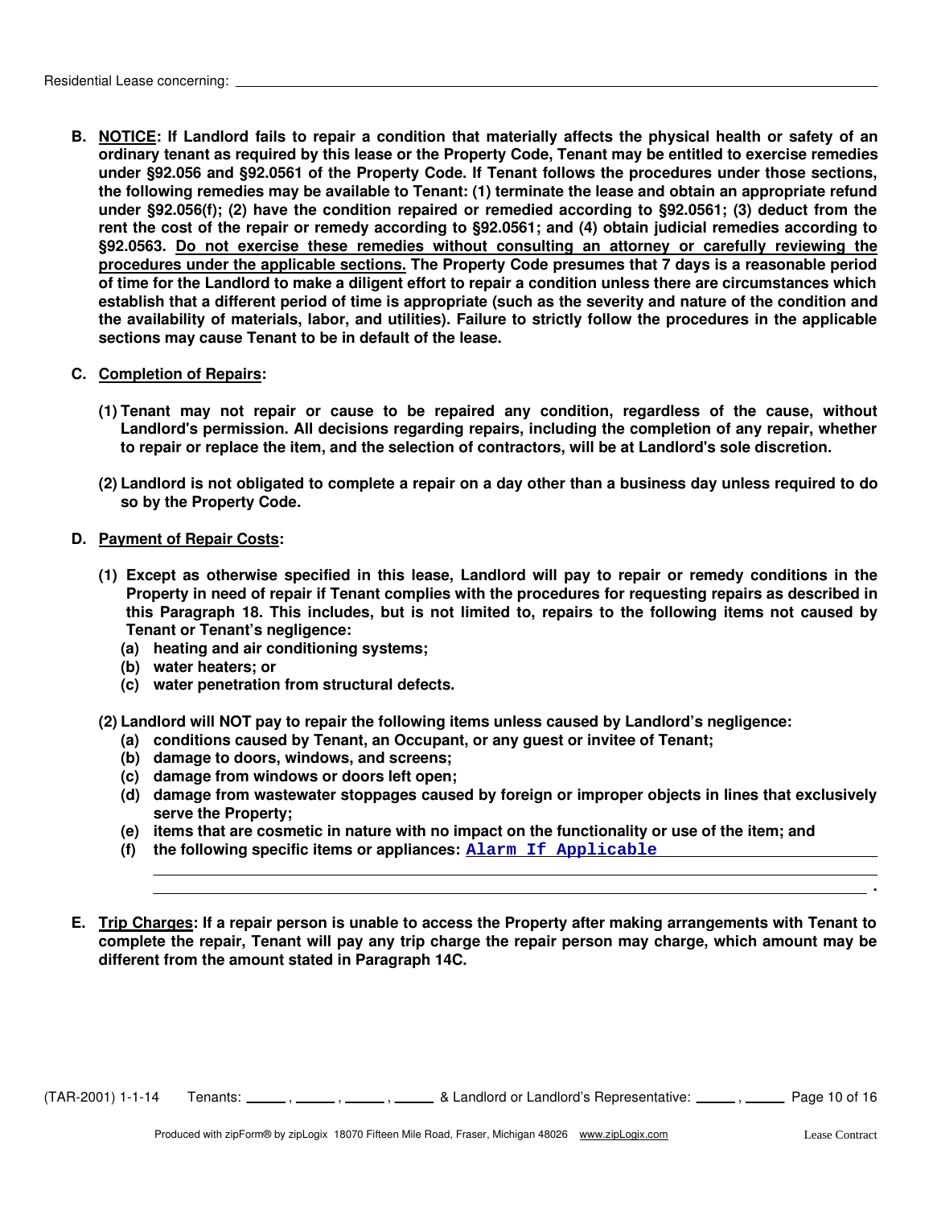**B. <u>NOTICE</u>: If Landlord fails to repair a condition that materially affects the physical health or safety of an ordinary tenant as required by this lease or the Property Code, Tenant may be entitled to exercise remedies under §92.056 and §92.0561 of the Property Code. If Tenant follows the procedures under those sections, the following remedies may be available to Tenant: (1) terminate the lease and obtain an appropriate refund under §92.056(f); (2) have the condition repaired or remedied according to §92.0561; (3) deduct from the rent the cost of the repair or remedy according to §92.0561; and (4) obtain judicial remedies according to §92.0563. <u>Do not exercise these remedies without consulting an attorney or carefully reviewing the procedures under the applicable sections.</u> The Property Code presumes that 7 days is a reasonable period of time for the Landlord to make a diligent effort to repair a condition unless there are circumstances which establish that a different period of time is appropriate (such as the severity and nature of the condition and the availability of materials, labor, and utilities). Failure to strictly follow the procedures in the applicable sections may cause Tenant to be in default of the lease.**

**C. <u>Completion of Repairs</u>:**

**(1) Tenant may not repair or cause to be repaired any condition, regardless of the cause, without Landlord's permission. All decisions regarding repairs, including the completion of any repair, whether to repair or replace the item, and the selection of contractors, will be at Landlord's sole discretion.**

**(2) Landlord is not obligated to complete a repair on a day other than a business day unless required to do so by the Property Code.**

**D. <u>Payment of Repair Costs</u>:**

**(1) Except as otherwise specified in this lease, Landlord will pay to repair or remedy conditions in the Property in need of repair if Tenant complies with the procedures for requesting repairs as described in this Paragraph 18. This includes, but is not limited to, repairs to the following items not caused by Tenant or Tenant's negligence:**
- **(a) heating and air conditioning systems;**
- **(b) water heaters; or**
- **(c) water penetration from structural defects.**

**(2) Landlord will NOT pay to repair the following items unless caused by Landlord's negligence:**
- **(a) conditions caused by Tenant, an Occupant, or any guest or invitee of Tenant;**
- **(b) damage to doors, windows, and screens;**
- **(c) damage from windows or doors left open;**
- **(d) damage from wastewater stoppages caused by foreign or improper objects in lines that exclusively serve the Property;**
- **(e) items that are cosmetic in nature with no impact on the functionality or use of the item; and**
- **(f) the following specific items or appliances:** Alarm If Applicable ______________________________ .

**E. <u>Trip Charges</u>: If a repair person is unable to access the Property after making arrangements with Tenant to complete the repair, Tenant will pay any trip charge the repair person may charge, which amount may be different from the amount stated in Paragraph 14C.**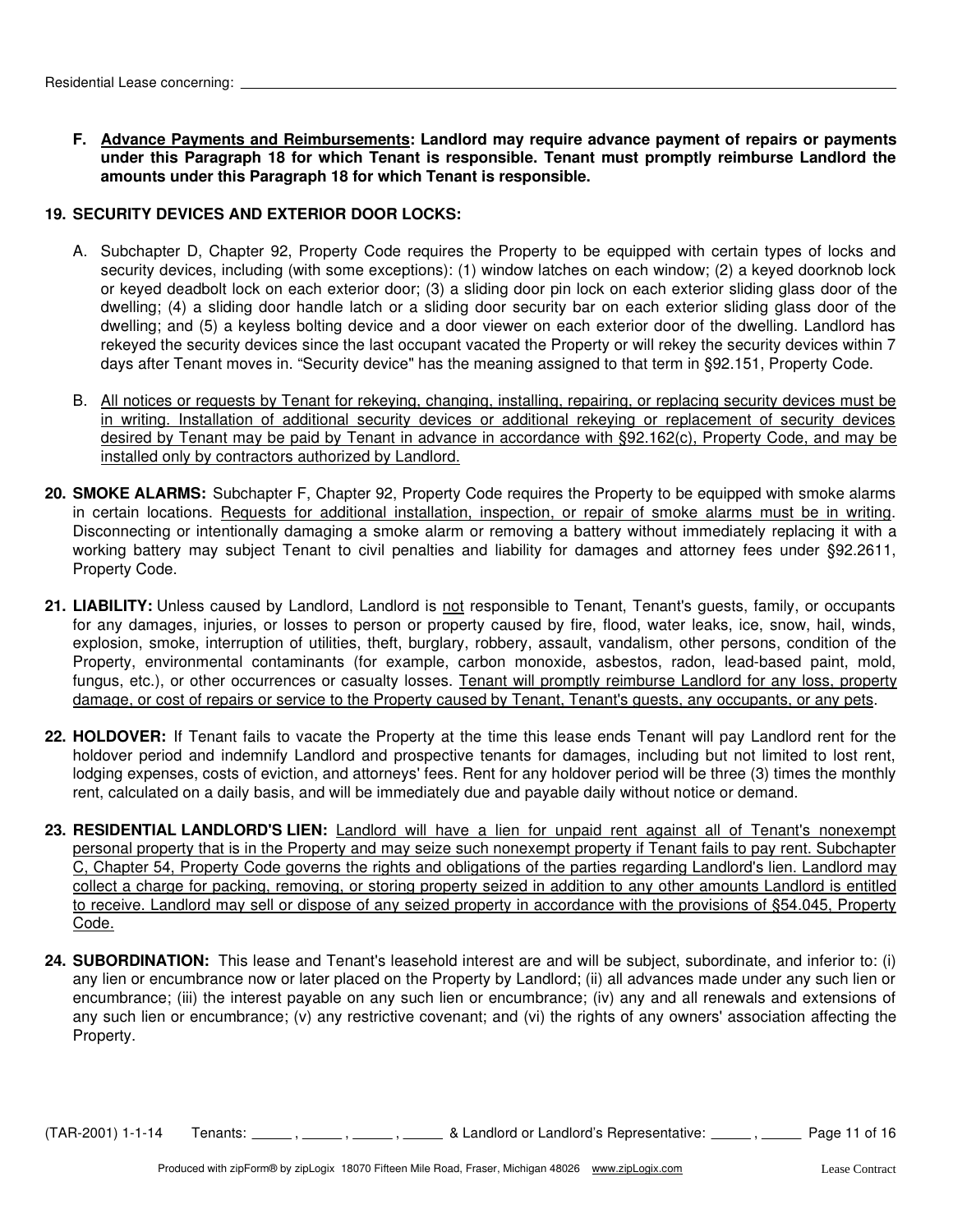**F. Advance Payments and Reimbursements: Landlord may require advance payment of repairs or payments under this Paragraph 18 for which Tenant is responsible. Tenant must promptly reimburse Landlord the amounts under this Paragraph 18 for which Tenant is responsible.**

**19. SECURITY DEVICES AND EXTERIOR DOOR LOCKS:**

A. Subchapter D, Chapter 92, Property Code requires the Property to be equipped with certain types of locks and security devices, including (with some exceptions): (1) window latches on each window; (2) a keyed doorknob lock or keyed deadbolt lock on each exterior door; (3) a sliding door pin lock on each exterior sliding glass door of the dwelling; (4) a sliding door handle latch or a sliding door security bar on each exterior sliding glass door of the dwelling; and (5) a keyless bolting device and a door viewer on each exterior door of the dwelling. Landlord has rekeyed the security devices since the last occupant vacated the Property or will rekey the security devices within 7 days after Tenant moves in. "Security device" has the meaning assigned to that term in §92.151, Property Code.

B. All notices or requests by Tenant for rekeying, changing, installing, repairing, or replacing security devices must be in writing. Installation of additional security devices or additional rekeying or replacement of security devices desired by Tenant may be paid by Tenant in advance in accordance with §92.162(c), Property Code, and may be installed only by contractors authorized by Landlord.

**20. SMOKE ALARMS:** Subchapter F, Chapter 92, Property Code requires the Property to be equipped with smoke alarms in certain locations. Requests for additional installation, inspection, or repair of smoke alarms must be in writing. Disconnecting or intentionally damaging a smoke alarm or removing a battery without immediately replacing it with a working battery may subject Tenant to civil penalties and liability for damages and attorney fees under §92.2611, Property Code.

**21. LIABILITY:** Unless caused by Landlord, Landlord is not responsible to Tenant, Tenant's guests, family, or occupants for any damages, injuries, or losses to person or property caused by fire, flood, water leaks, ice, snow, hail, winds, explosion, smoke, interruption of utilities, theft, burglary, robbery, assault, vandalism, other persons, condition of the Property, environmental contaminants (for example, carbon monoxide, asbestos, radon, lead-based paint, mold, fungus, etc.), or other occurrences or casualty losses. Tenant will promptly reimburse Landlord for any loss, property damage, or cost of repairs or service to the Property caused by Tenant, Tenant's guests, any occupants, or any pets.

**22. HOLDOVER:** If Tenant fails to vacate the Property at the time this lease ends Tenant will pay Landlord rent for the holdover period and indemnify Landlord and prospective tenants for damages, including but not limited to lost rent, lodging expenses, costs of eviction, and attorneys' fees. Rent for any holdover period will be three (3) times the monthly rent, calculated on a daily basis, and will be immediately due and payable daily without notice or demand.

**23. RESIDENTIAL LANDLORD'S LIEN:** Landlord will have a lien for unpaid rent against all of Tenant's nonexempt personal property that is in the Property and may seize such nonexempt property if Tenant fails to pay rent. Subchapter C, Chapter 54, Property Code governs the rights and obligations of the parties regarding Landlord's lien. Landlord may collect a charge for packing, removing, or storing property seized in addition to any other amounts Landlord is entitled to receive. Landlord may sell or dispose of any seized property in accordance with the provisions of §54.045, Property Code.

**24. SUBORDINATION:** This lease and Tenant's leasehold interest are and will be subject, subordinate, and inferior to: (i) any lien or encumbrance now or later placed on the Property by Landlord; (ii) all advances made under any such lien or encumbrance; (iii) the interest payable on any such lien or encumbrance; (iv) any and all renewals and extensions of any such lien or encumbrance; (v) any restrictive covenant; and (vi) the rights of any owners' association affecting the Property.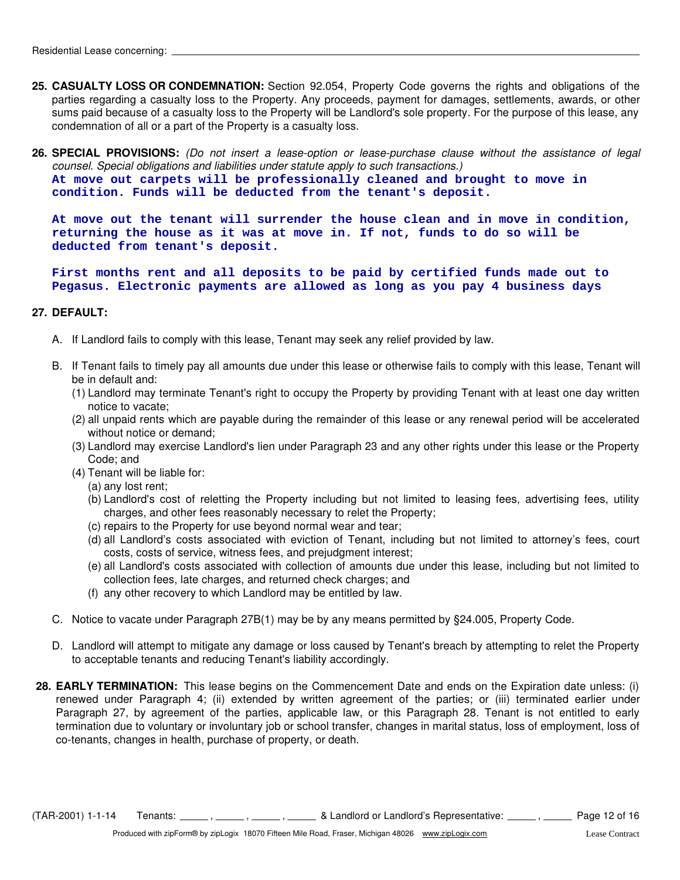**25. CASUALTY LOSS OR CONDEMNATION:** Section 92.054, Property Code governs the rights and obligations of the parties regarding a casualty loss to the Property. Any proceeds, payment for damages, settlements, awards, or other sums paid because of a casualty loss to the Property will be Landlord's sole property. For the purpose of this lease, any condemnation of all or a part of the Property is a casualty loss.

**26. SPECIAL PROVISIONS:** *(Do not insert a lease-option or lease-purchase clause without the assistance of legal counsel. Special obligations and liabilities under statute apply to such transactions.)*

At move out carpets will be professionally cleaned and brought to move in condition. Funds will be deducted from the tenant's deposit.

At move out the tenant will surrender the house clean and in move in condition, returning the house as it was at move in. If not, funds to do so will be deducted from tenant's deposit.

First months rent and all deposits to be paid by certified funds made out to Pegasus. Electronic payments are allowed as long as you pay 4 business days

**27. DEFAULT:**

A. If Landlord fails to comply with this lease, Tenant may seek any relief provided by law.

B. If Tenant fails to timely pay all amounts due under this lease or otherwise fails to comply with this lease, Tenant will be in default and:
   (1) Landlord may terminate Tenant's right to occupy the Property by providing Tenant with at least one day written notice to vacate;
   (2) all unpaid rents which are payable during the remainder of this lease or any renewal period will be accelerated without notice or demand;
   (3) Landlord may exercise Landlord's lien under Paragraph 23 and any other rights under this lease or the Property Code; and
   (4) Tenant will be liable for:
      (a) any lost rent;
      (b) Landlord's cost of reletting the Property including but not limited to leasing fees, advertising fees, utility charges, and other fees reasonably necessary to relet the Property;
      (c) repairs to the Property for use beyond normal wear and tear;
      (d) all Landlord's costs associated with eviction of Tenant, including but not limited to attorney's fees, court costs, costs of service, witness fees, and prejudgment interest;
      (e) all Landlord's costs associated with collection of amounts due under this lease, including but not limited to collection fees, late charges, and returned check charges; and
      (f) any other recovery to which Landlord may be entitled by law.

C. Notice to vacate under Paragraph 27B(1) may be by any means permitted by §24.005, Property Code.

D. Landlord will attempt to mitigate any damage or loss caused by Tenant's breach by attempting to relet the Property to acceptable tenants and reducing Tenant's liability accordingly.

**28. EARLY TERMINATION:** This lease begins on the Commencement Date and ends on the Expiration date unless: (i) renewed under Paragraph 4; (ii) extended by written agreement of the parties; or (iii) terminated earlier under Paragraph 27, by agreement of the parties, applicable law, or this Paragraph 28. Tenant is not entitled to early termination due to voluntary or involuntary job or school transfer, changes in marital status, loss of employment, loss of co-tenants, changes in health, purchase of property, or death.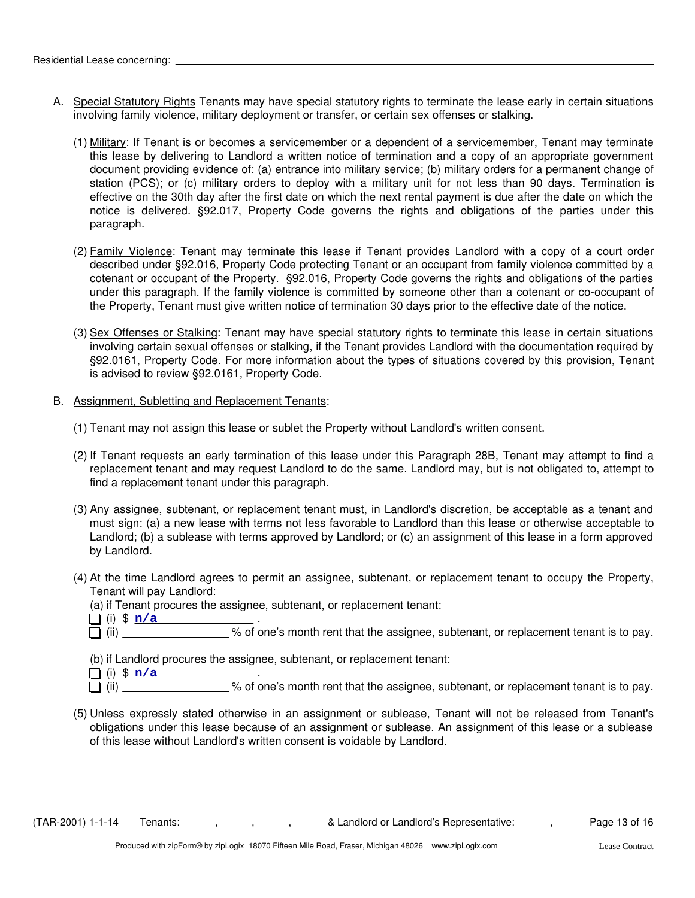A. Special Statutory Rights Tenants may have special statutory rights to terminate the lease early in certain situations involving family violence, military deployment or transfer, or certain sex offenses or stalking.

   (1) Military: If Tenant is or becomes a servicemember or a dependent of a servicemember, Tenant may terminate this lease by delivering to Landlord a written notice of termination and a copy of an appropriate government document providing evidence of: (a) entrance into military service; (b) military orders for a permanent change of station (PCS); or (c) military orders to deploy with a military unit for not less than 90 days. Termination is effective on the 30th day after the first date on which the next rental payment is due after the date on which the notice is delivered. §92.017, Property Code governs the rights and obligations of the parties under this paragraph.

   (2) Family Violence: Tenant may terminate this lease if Tenant provides Landlord with a copy of a court order described under §92.016, Property Code protecting Tenant or an occupant from family violence committed by a cotenant or occupant of the Property. §92.016, Property Code governs the rights and obligations of the parties under this paragraph. If the family violence is committed by someone other than a cotenant or co-occupant of the Property, Tenant must give written notice of termination 30 days prior to the effective date of the notice.

   (3) Sex Offenses or Stalking: Tenant may have special statutory rights to terminate this lease in certain situations involving certain sexual offenses or stalking, if the Tenant provides Landlord with the documentation required by §92.0161, Property Code. For more information about the types of situations covered by this provision, Tenant is advised to review §92.0161, Property Code.

B. Assignment, Subletting and Replacement Tenants:

   (1) Tenant may not assign this lease or sublet the Property without Landlord's written consent.

   (2) If Tenant requests an early termination of this lease under this Paragraph 28B, Tenant may attempt to find a replacement tenant and may request Landlord to do the same. Landlord may, but is not obligated to, attempt to find a replacement tenant under this paragraph.

   (3) Any assignee, subtenant, or replacement tenant must, in Landlord's discretion, be acceptable as a tenant and must sign: (a) a new lease with terms not less favorable to Landlord than this lease or otherwise acceptable to Landlord; (b) a sublease with terms approved by Landlord; or (c) an assignment of this lease in a form approved by Landlord.

   (4) At the time Landlord agrees to permit an assignee, subtenant, or replacement tenant to occupy the Property, Tenant will pay Landlord:

      (a) if Tenant procures the assignee, subtenant, or replacement tenant:

      ☐ (i) $ n/a ________ .

      ☐ (ii) ________ % of one's month rent that the assignee, subtenant, or replacement tenant is to pay.

      (b) if Landlord procures the assignee, subtenant, or replacement tenant:

      ☐ (i) $ n/a ________ .

      ☐ (ii) ________ % of one's month rent that the assignee, subtenant, or replacement tenant is to pay.

   (5) Unless expressly stated otherwise in an assignment or sublease, Tenant will not be released from Tenant's obligations under this lease because of an assignment or sublease. An assignment of this lease or a sublease of this lease without Landlord's written consent is voidable by Landlord.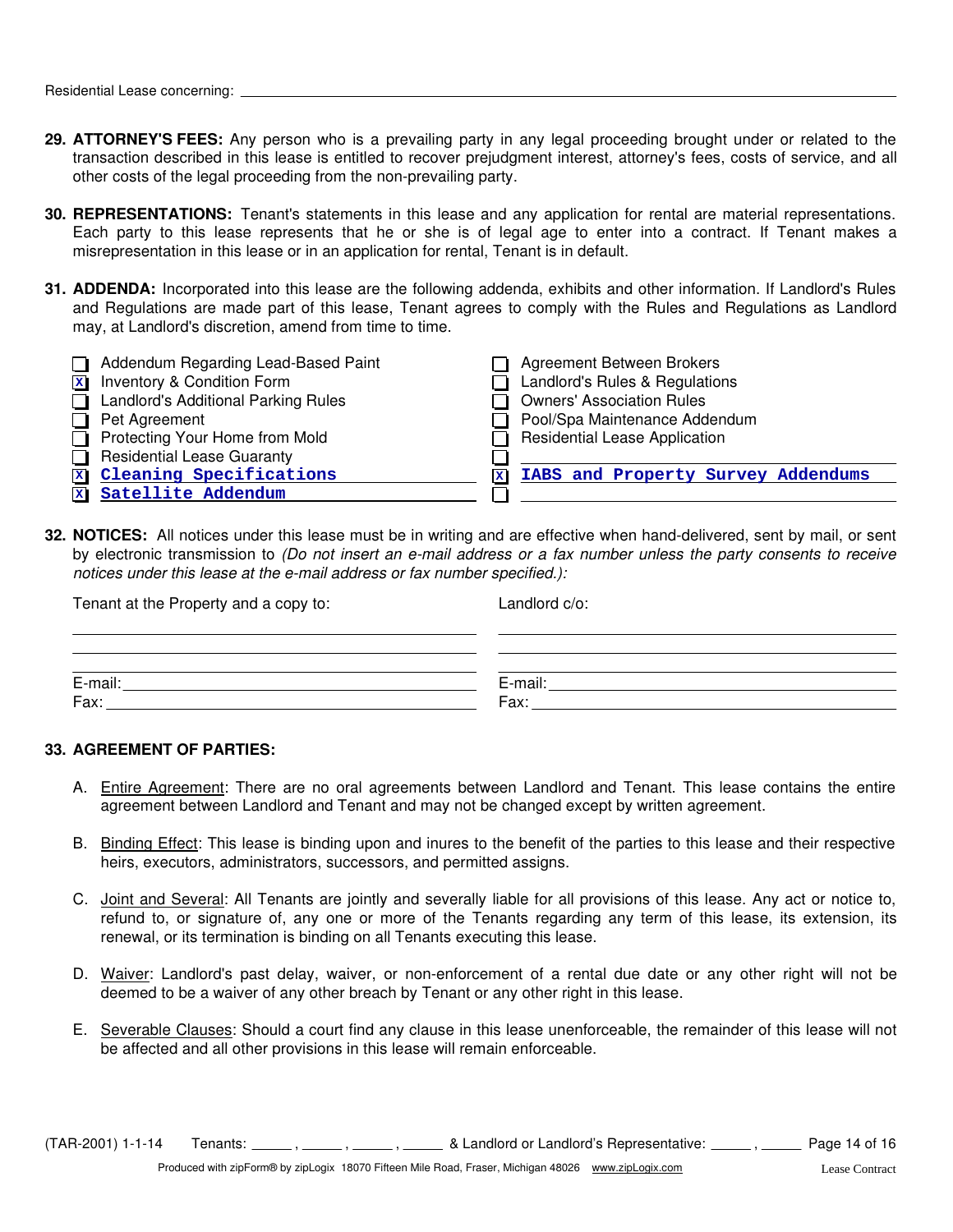Residential Lease concerning: ______________________________

**29. ATTORNEY'S FEES:** Any person who is a prevailing party in any legal proceeding brought under or related to the transaction described in this lease is entitled to recover prejudgment interest, attorney's fees, costs of service, and all other costs of the legal proceeding from the non-prevailing party.

**30. REPRESENTATIONS:** Tenant's statements in this lease and any application for rental are material representations. Each party to this lease represents that he or she is of legal age to enter into a contract. If Tenant makes a misrepresentation in this lease or in an application for rental, Tenant is in default.

**31. ADDENDA:** Incorporated into this lease are the following addenda, exhibits and other information. If Landlord's Rules and Regulations are made part of this lease, Tenant agrees to comply with the Rules and Regulations as Landlord may, at Landlord's discretion, amend from time to time.

- [ ] Addendum Regarding Lead-Based Paint
- [x] Inventory & Condition Form
- [ ] Landlord's Additional Parking Rules
- [ ] Pet Agreement
- [ ] Protecting Your Home from Mold
- [ ] Residential Lease Guaranty
- [x] Cleaning Specifications
- [x] Satellite Addendum
- [ ] Agreement Between Brokers
- [ ] Landlord's Rules & Regulations
- [ ] Owners' Association Rules
- [ ] Pool/Spa Maintenance Addendum
- [ ] Residential Lease Application
- [ ] ______________________________
- [x] IABS and Property Survey Addendums
- [ ] ______________________________

**32. NOTICES:** All notices under this lease must be in writing and are effective when hand-delivered, sent by mail, or sent by electronic transmission to *(Do not insert an e-mail address or a fax number unless the party consents to receive notices under this lease at the e-mail address or fax number specified.)*:

Tenant at the Property and a copy to:

______________________________
______________________________
______________________________
E-mail: ______________________________
Fax: ______________________________

Landlord c/o:

______________________________
______________________________
______________________________
E-mail: ______________________________
Fax: ______________________________

**33. AGREEMENT OF PARTIES:**

A. Entire Agreement: There are no oral agreements between Landlord and Tenant. This lease contains the entire agreement between Landlord and Tenant and may not be changed except by written agreement.

B. Binding Effect: This lease is binding upon and inures to the benefit of the parties to this lease and their respective heirs, executors, administrators, successors, and permitted assigns.

C. Joint and Several: All Tenants are jointly and severally liable for all provisions of this lease. Any act or notice to, refund to, or signature of, any one or more of the Tenants regarding any term of this lease, its extension, its renewal, or its termination is binding on all Tenants executing this lease.

D. Waiver: Landlord's past delay, waiver, or non-enforcement of a rental due date or any other right will not be deemed to be a waiver of any other breach by Tenant or any other right in this lease.

E. Severable Clauses: Should a court find any clause in this lease unenforceable, the remainder of this lease will not be affected and all other provisions in this lease will remain enforceable.

(TAR-2001) 1-1-14 Tenants: _____ , _____ , _____ , _____ & Landlord or Landlord's Representative: _____ , _____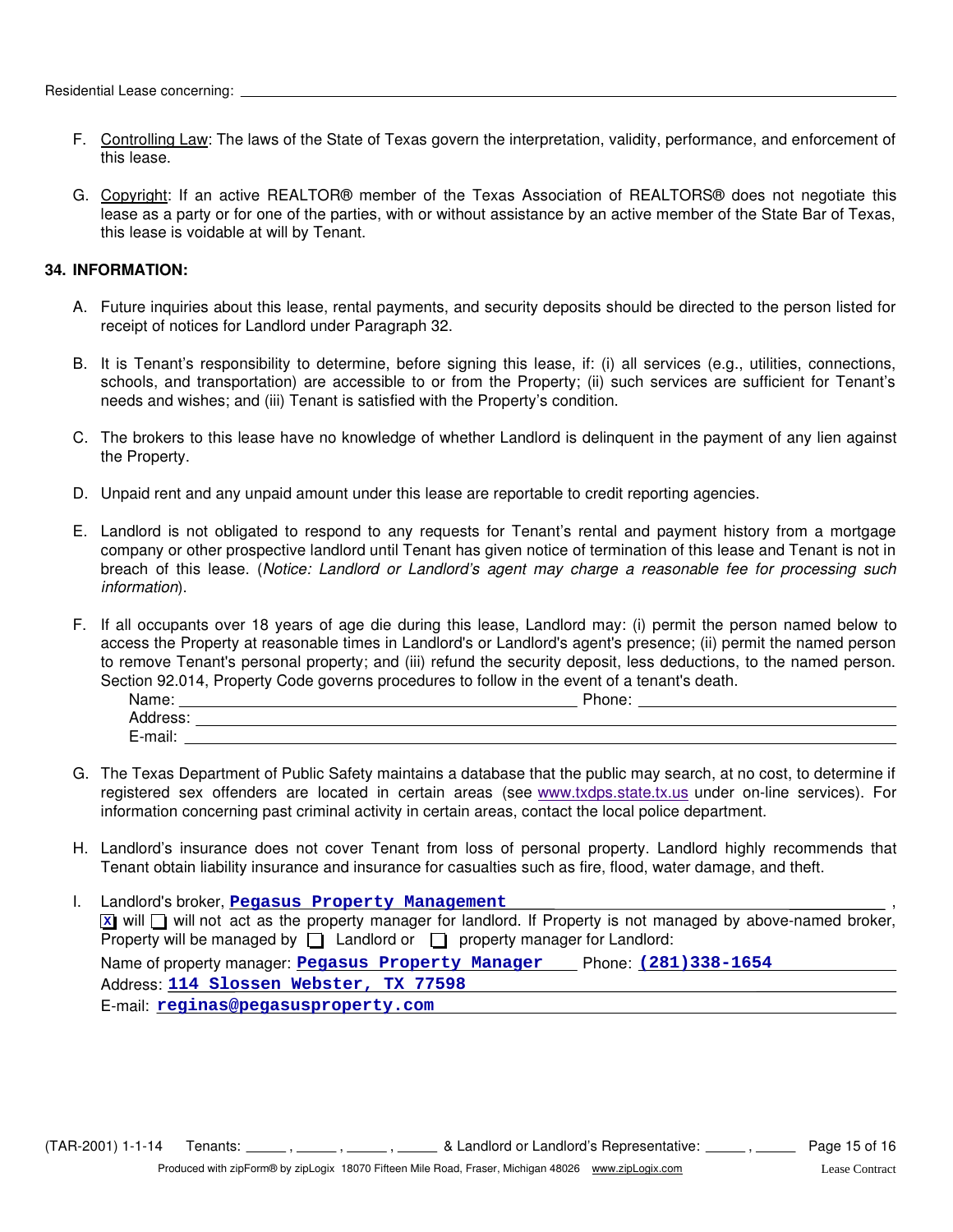Residential Lease concerning: ______________________________

F. Controlling Law: The laws of the State of Texas govern the interpretation, validity, performance, and enforcement of this lease.

G. Copyright: If an active REALTOR® member of the Texas Association of REALTORS® does not negotiate this lease as a party or for one of the parties, with or without assistance by an active member of the State Bar of Texas, this lease is voidable at will by Tenant.

**34. INFORMATION:**

A. Future inquiries about this lease, rental payments, and security deposits should be directed to the person listed for receipt of notices for Landlord under Paragraph 32.

B. It is Tenant's responsibility to determine, before signing this lease, if: (i) all services (e.g., utilities, connections, schools, and transportation) are accessible to or from the Property; (ii) such services are sufficient for Tenant's needs and wishes; and (iii) Tenant is satisfied with the Property's condition.

C. The brokers to this lease have no knowledge of whether Landlord is delinquent in the payment of any lien against the Property.

D. Unpaid rent and any unpaid amount under this lease are reportable to credit reporting agencies.

E. Landlord is not obligated to respond to any requests for Tenant's rental and payment history from a mortgage company or other prospective landlord until Tenant has given notice of termination of this lease and Tenant is not in breach of this lease. (*Notice: Landlord or Landlord's agent may charge a reasonable fee for processing such information*).

F. If all occupants over 18 years of age die during this lease, Landlord may: (i) permit the person named below to access the Property at reasonable times in Landlord's or Landlord's agent's presence; (ii) permit the named person to remove Tenant's personal property; and (iii) refund the security deposit, less deductions, to the named person. Section 92.014, Property Code governs procedures to follow in the event of a tenant's death.

Name: ______________________________ Phone: ______________________________
Address: ______________________________
E-mail: ______________________________

G. The Texas Department of Public Safety maintains a database that the public may search, at no cost, to determine if registered sex offenders are located in certain areas (see www.txdps.state.tx.us under on-line services). For information concerning past criminal activity in certain areas, contact the local police department.

H. Landlord's insurance does not cover Tenant from loss of personal property. Landlord highly recommends that Tenant obtain liability insurance and insurance for casualties such as fire, flood, water damage, and theft.

I. Landlord's broker, **Pegasus Property Management**,
☒ will ☐ will not act as the property manager for landlord. If Property is not managed by above-named broker, Property will be managed by ☐ Landlord or ☐ property manager for Landlord:

Name of property manager: **Pegasus Property Manager** Phone: **(281)338-1654**
Address: **114 Slossen Webster, TX 77598**
E-mail: **reginas@pegasusproperty.com**

(TAR-2001) 1-1-14 Tenants: _____, _____, _____, _____ & Landlord or Landlord's Representative: _____, _____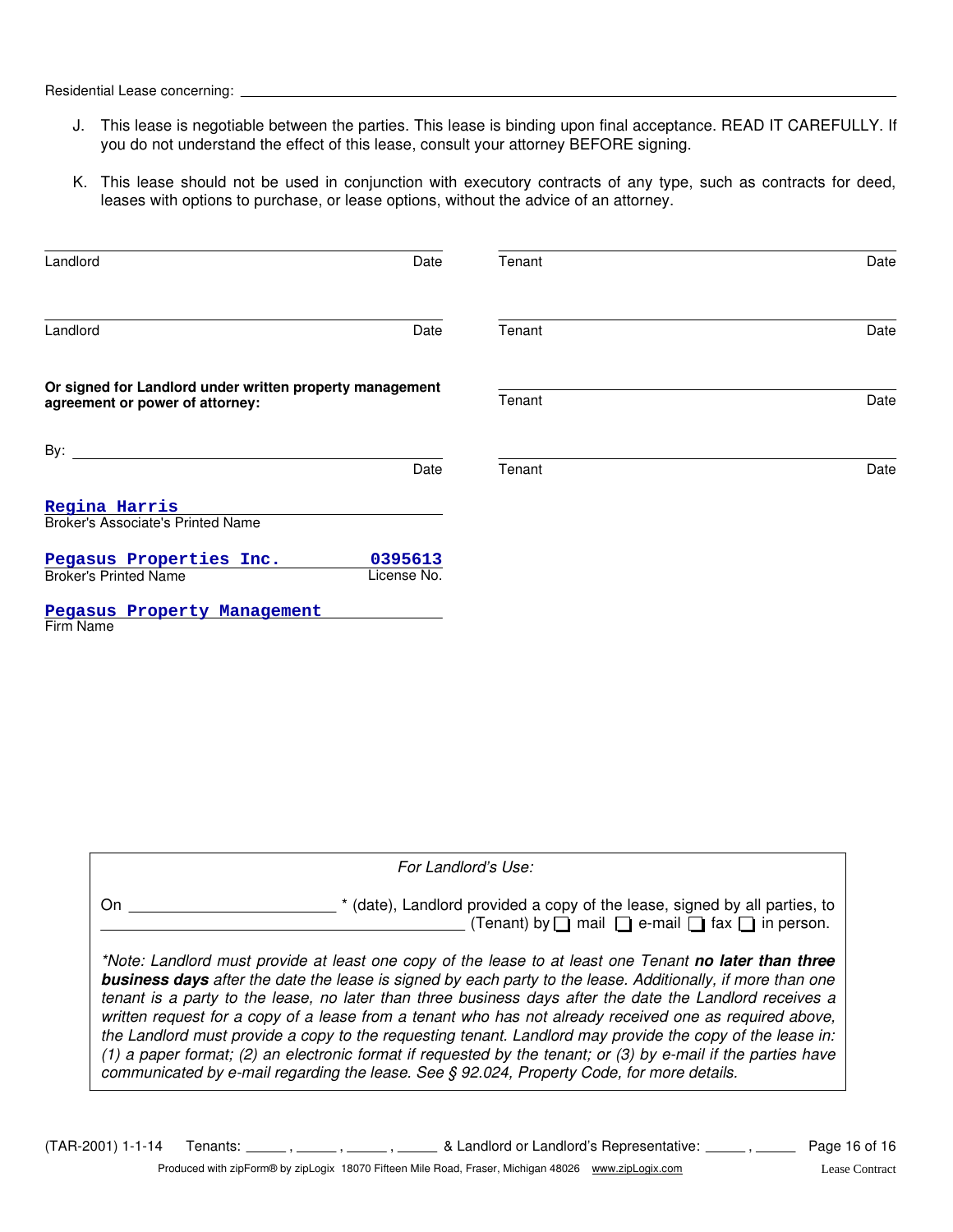Residential Lease concerning: \_\_\_\_\_\_\_\_\_\_\_\_\_\_\_\_\_\_\_\_\_\_\_\_\_\_\_\_\_\_

J. This lease is negotiable between the parties. This lease is binding upon final acceptance. READ IT CAREFULLY. If you do not understand the effect of this lease, consult your attorney BEFORE signing.

K. This lease should not be used in conjunction with executory contracts of any type, such as contracts for deed, leases with options to purchase, or lease options, without the advice of an attorney.

| | |
|---|---|
| Landlord — Date | Tenant — Date |
| Landlord — Date | Tenant — Date |
| **Or signed for Landlord under written property management agreement or power of attorney:** | Tenant — Date |
| By: \_\_\_\_\_\_\_\_\_\_\_\_\_\_\_\_ Date | Tenant — Date |

Regina Harris
Broker's Associate's Printed Name

Pegasus Properties Inc. — 0395613
Broker's Printed Name — License No.

Pegasus Property Management
Firm Name

*For Landlord's Use:*

On \_\_\_\_\_\_\_\_\_\_\_\_\_\_\_\_ * (date), Landlord provided a copy of the lease, signed by all parties, to \_\_\_\_\_\_\_\_\_\_\_\_\_\_\_\_\_\_\_\_ (Tenant) by ☐ mail ☐ e-mail ☐ fax ☐ in person.

*\*Note: Landlord must provide at least one copy of the lease to at least one Tenant **no later than three business days** after the date the lease is signed by each party to the lease. Additionally, if more than one tenant is a party to the lease, no later than three business days after the date the Landlord receives a written request for a copy of a lease from a tenant who has not already received one as required above, the Landlord must provide a copy to the requesting tenant. Landlord may provide the copy of the lease in: (1) a paper format; (2) an electronic format if requested by the tenant; or (3) by e-mail if the parties have communicated by e-mail regarding the lease. See § 92.024, Property Code, for more details.*

(TAR-2001) 1-1-14 Tenants: \_\_\_\_\_, \_\_\_\_\_, \_\_\_\_\_, \_\_\_\_\_ & Landlord or Landlord's Representative: \_\_\_\_\_, \_\_\_\_\_